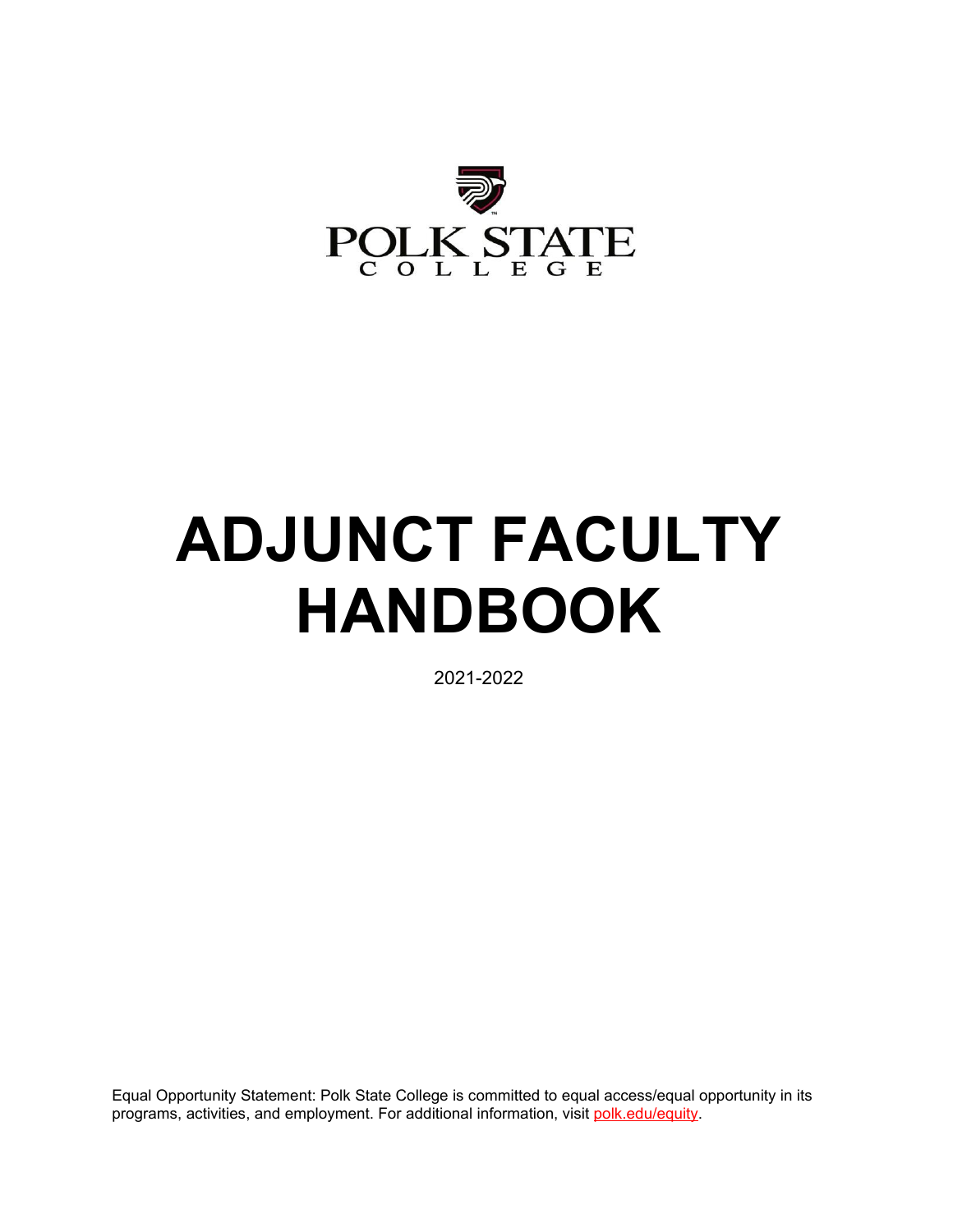POLK STATE
COLLEGE

# ADJUNCT FACULTY HANDBOOK

2021-2022

Equal Opportunity Statement: Polk State College is committed to equal access/equal opportunity in its programs, activities, and employment. For additional information, visit polk.edu/equity.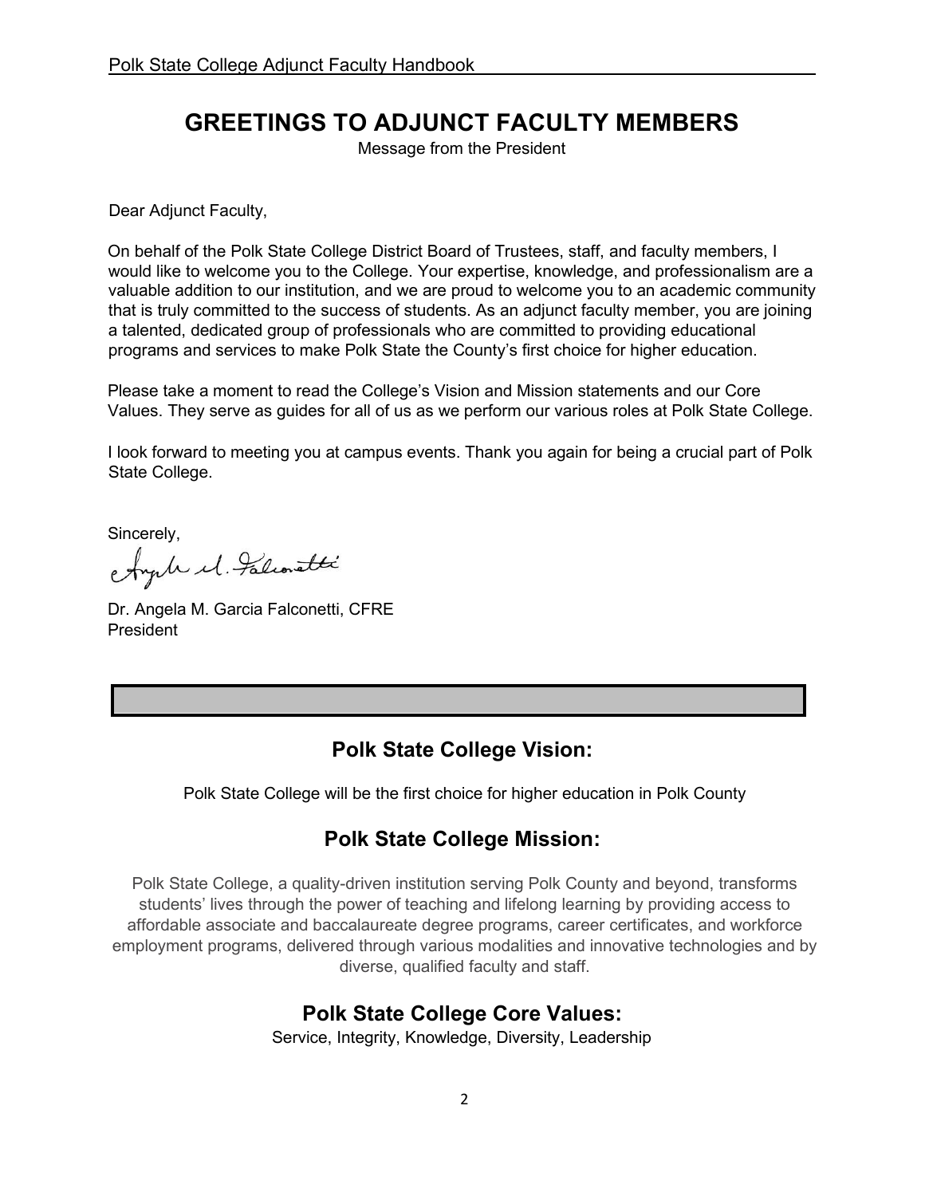# GREETINGS TO ADJUNCT FACULTY MEMBERS

Message from the President

Dear Adjunct Faculty,

On behalf of the Polk State College District Board of Trustees, staff, and faculty members, I would like to welcome you to the College. Your expertise, knowledge, and professionalism are a valuable addition to our institution, and we are proud to welcome you to an academic community that is truly committed to the success of students. As an adjunct faculty member, you are joining a talented, dedicated group of professionals who are committed to providing educational programs and services to make Polk State the County's first choice for higher education.

Please take a moment to read the College's Vision and Mission statements and our Core Values. They serve as guides for all of us as we perform our various roles at Polk State College.

I look forward to meeting you at campus events. Thank you again for being a crucial part of Polk State College.

Sincerely,

Dr. Angela M. Garcia Falconetti, CFRE
President

## Polk State College Vision:

Polk State College will be the first choice for higher education in Polk County

## Polk State College Mission:

Polk State College, a quality-driven institution serving Polk County and beyond, transforms students' lives through the power of teaching and lifelong learning by providing access to affordable associate and baccalaureate degree programs, career certificates, and workforce employment programs, delivered through various modalities and innovative technologies and by diverse, qualified faculty and staff.

## Polk State College Core Values:

Service, Integrity, Knowledge, Diversity, Leadership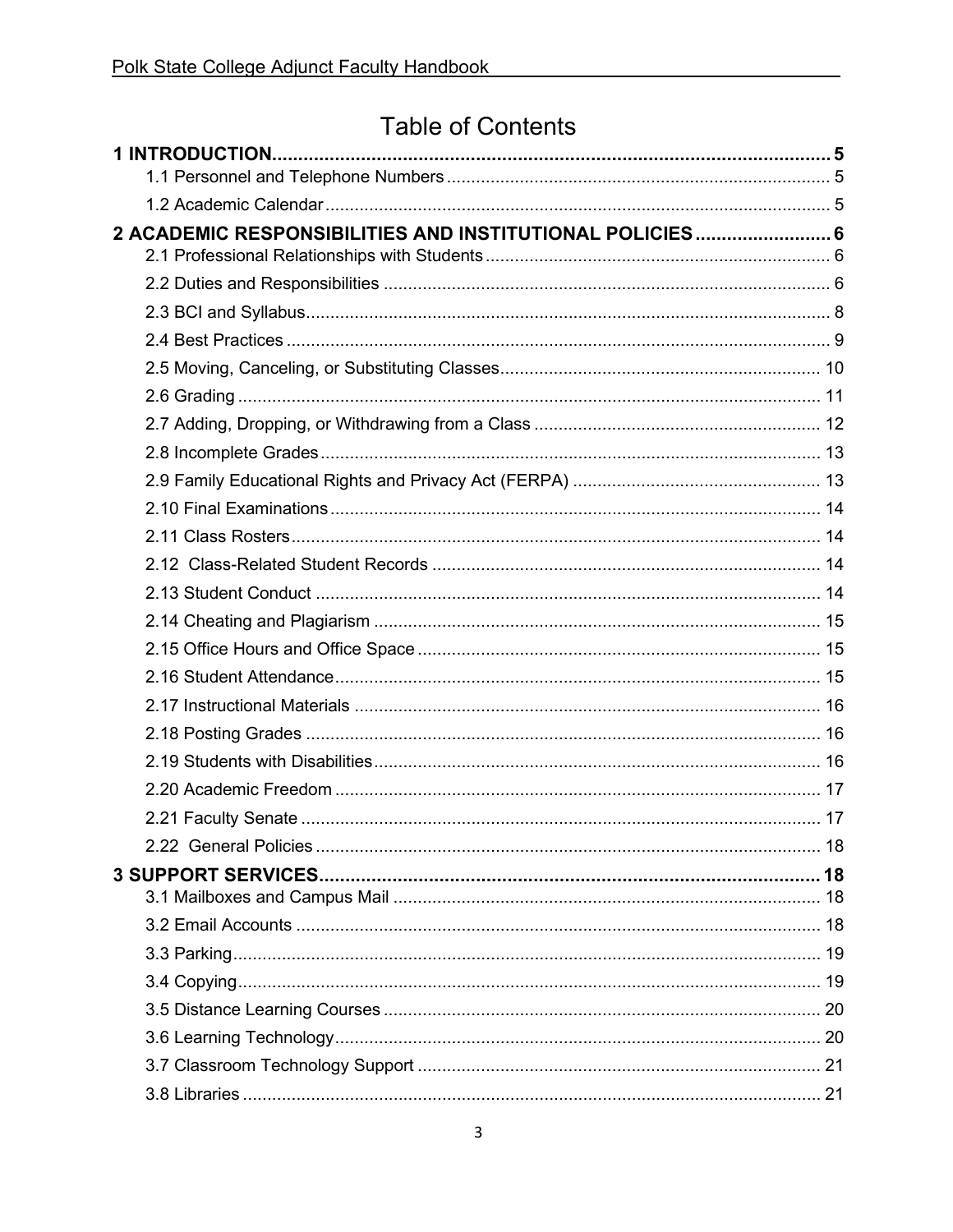# Table of Contents

**1 INTRODUCTION** ..... **5**

- 1.1 Personnel and Telephone Numbers ..... 5
- 1.2 Academic Calendar ..... 5

**2 ACADEMIC RESPONSIBILITIES AND INSTITUTIONAL POLICIES** ..... **6**

- 2.1 Professional Relationships with Students ..... 6
- 2.2 Duties and Responsibilities ..... 6
- 2.3 BCI and Syllabus ..... 8
- 2.4 Best Practices ..... 9
- 2.5 Moving, Canceling, or Substituting Classes ..... 10
- 2.6 Grading ..... 11
- 2.7 Adding, Dropping, or Withdrawing from a Class ..... 12
- 2.8 Incomplete Grades ..... 13
- 2.9 Family Educational Rights and Privacy Act (FERPA) ..... 13
- 2.10 Final Examinations ..... 14
- 2.11 Class Rosters ..... 14
- 2.12 Class-Related Student Records ..... 14
- 2.13 Student Conduct ..... 14
- 2.14 Cheating and Plagiarism ..... 15
- 2.15 Office Hours and Office Space ..... 15
- 2.16 Student Attendance ..... 15
- 2.17 Instructional Materials ..... 16
- 2.18 Posting Grades ..... 16
- 2.19 Students with Disabilities ..... 16
- 2.20 Academic Freedom ..... 17
- 2.21 Faculty Senate ..... 17
- 2.22 General Policies ..... 18

**3 SUPPORT SERVICES** ..... **18**

- 3.1 Mailboxes and Campus Mail ..... 18
- 3.2 Email Accounts ..... 18
- 3.3 Parking ..... 19
- 3.4 Copying ..... 19
- 3.5 Distance Learning Courses ..... 20
- 3.6 Learning Technology ..... 20
- 3.7 Classroom Technology Support ..... 21
- 3.8 Libraries ..... 21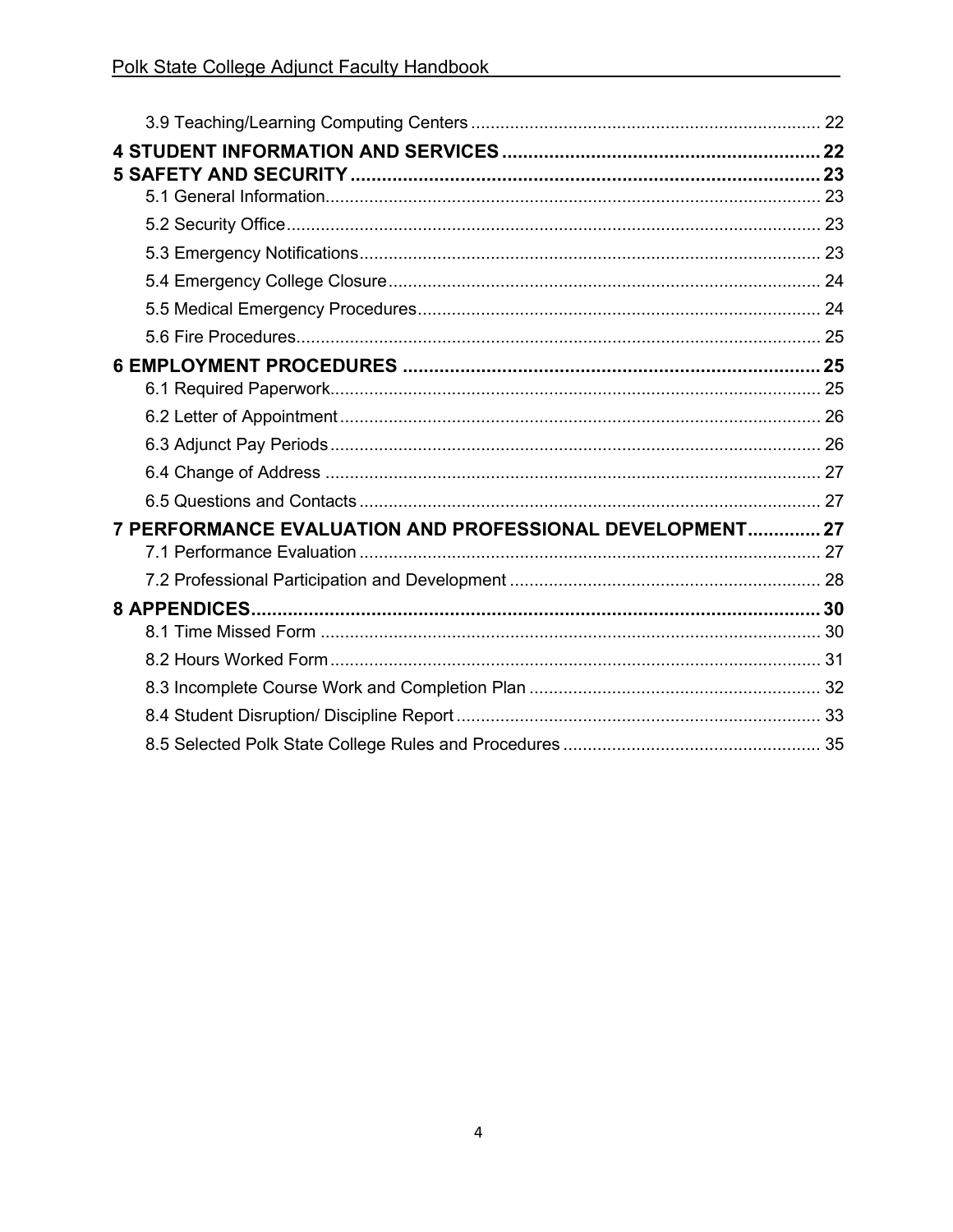3.9 Teaching/Learning Computing Centers ........................................................................ 22

**4 STUDENT INFORMATION AND SERVICES ............................................................ 22**

**5 SAFETY AND SECURITY ........................................................................................ 23**

5.1 General Information..................................................................................................... 23

5.2 Security Office............................................................................................................. 23

5.3 Emergency Notifications.............................................................................................. 23

5.4 Emergency College Closure ......................................................................................... 24

5.5 Medical Emergency Procedures.................................................................................. 24

5.6 Fire Procedures........................................................................................................... 25

**6 EMPLOYMENT PROCEDURES ............................................................................... 25**

6.1 Required Paperwork.................................................................................................... 25

6.2 Letter of Appointment ................................................................................................... 26

6.3 Adjunct Pay Periods ..................................................................................................... 26

6.4 Change of Address ...................................................................................................... 27

6.5 Questions and Contacts ............................................................................................... 27

**7 PERFORMANCE EVALUATION AND PROFESSIONAL DEVELOPMENT............. 27**

7.1 Performance Evaluation ............................................................................................... 27

7.2 Professional Participation and Development ................................................................ 28

**8 APPENDICES............................................................................................................ 30**

8.1 Time Missed Form ....................................................................................................... 30

8.2 Hours Worked Form ..................................................................................................... 31

8.3 Incomplete Course Work and Completion Plan ............................................................ 32

8.4 Student Disruption/ Discipline Report ........................................................................... 33

8.5 Selected Polk State College Rules and Procedures ..................................................... 35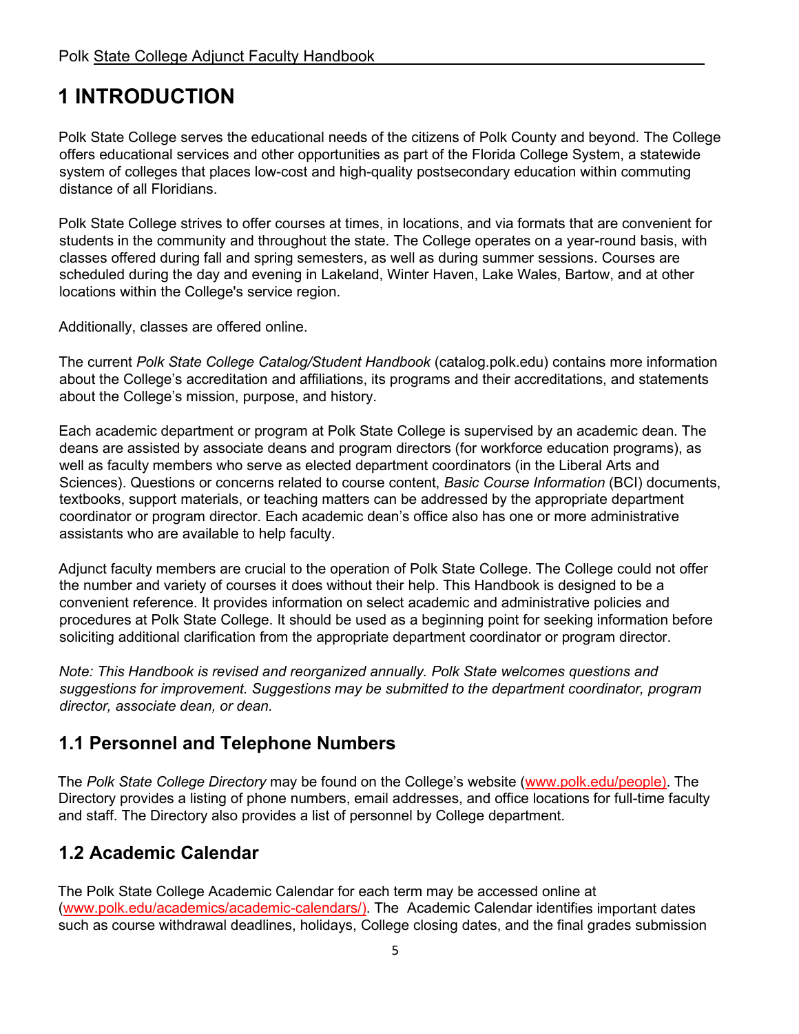# 1 INTRODUCTION

Polk State College serves the educational needs of the citizens of Polk County and beyond. The College offers educational services and other opportunities as part of the Florida College System, a statewide system of colleges that places low-cost and high-quality postsecondary education within commuting distance of all Floridians.

Polk State College strives to offer courses at times, in locations, and via formats that are convenient for students in the community and throughout the state. The College operates on a year-round basis, with classes offered during fall and spring semesters, as well as during summer sessions. Courses are scheduled during the day and evening in Lakeland, Winter Haven, Lake Wales, Bartow, and at other locations within the College's service region.

Additionally, classes are offered online.

The current *Polk State College Catalog/Student Handbook* (catalog.polk.edu) contains more information about the College's accreditation and affiliations, its programs and their accreditations, and statements about the College's mission, purpose, and history.

Each academic department or program at Polk State College is supervised by an academic dean. The deans are assisted by associate deans and program directors (for workforce education programs), as well as faculty members who serve as elected department coordinators (in the Liberal Arts and Sciences). Questions or concerns related to course content, *Basic Course Information* (BCI) documents, textbooks, support materials, or teaching matters can be addressed by the appropriate department coordinator or program director. Each academic dean's office also has one or more administrative assistants who are available to help faculty.

Adjunct faculty members are crucial to the operation of Polk State College. The College could not offer the number and variety of courses it does without their help. This Handbook is designed to be a convenient reference. It provides information on select academic and administrative policies and procedures at Polk State College. It should be used as a beginning point for seeking information before soliciting additional clarification from the appropriate department coordinator or program director.

*Note: This Handbook is revised and reorganized annually. Polk State welcomes questions and suggestions for improvement. Suggestions may be submitted to the department coordinator, program director, associate dean, or dean.*

## 1.1 Personnel and Telephone Numbers

The *Polk State College Directory* may be found on the College's website (www.polk.edu/people). The Directory provides a listing of phone numbers, email addresses, and office locations for full-time faculty and staff. The Directory also provides a list of personnel by College department.

## 1.2 Academic Calendar

The Polk State College Academic Calendar for each term may be accessed online at (www.polk.edu/academics/academic-calendars/). The Academic Calendar identifies important dates such as course withdrawal deadlines, holidays, College closing dates, and the final grades submission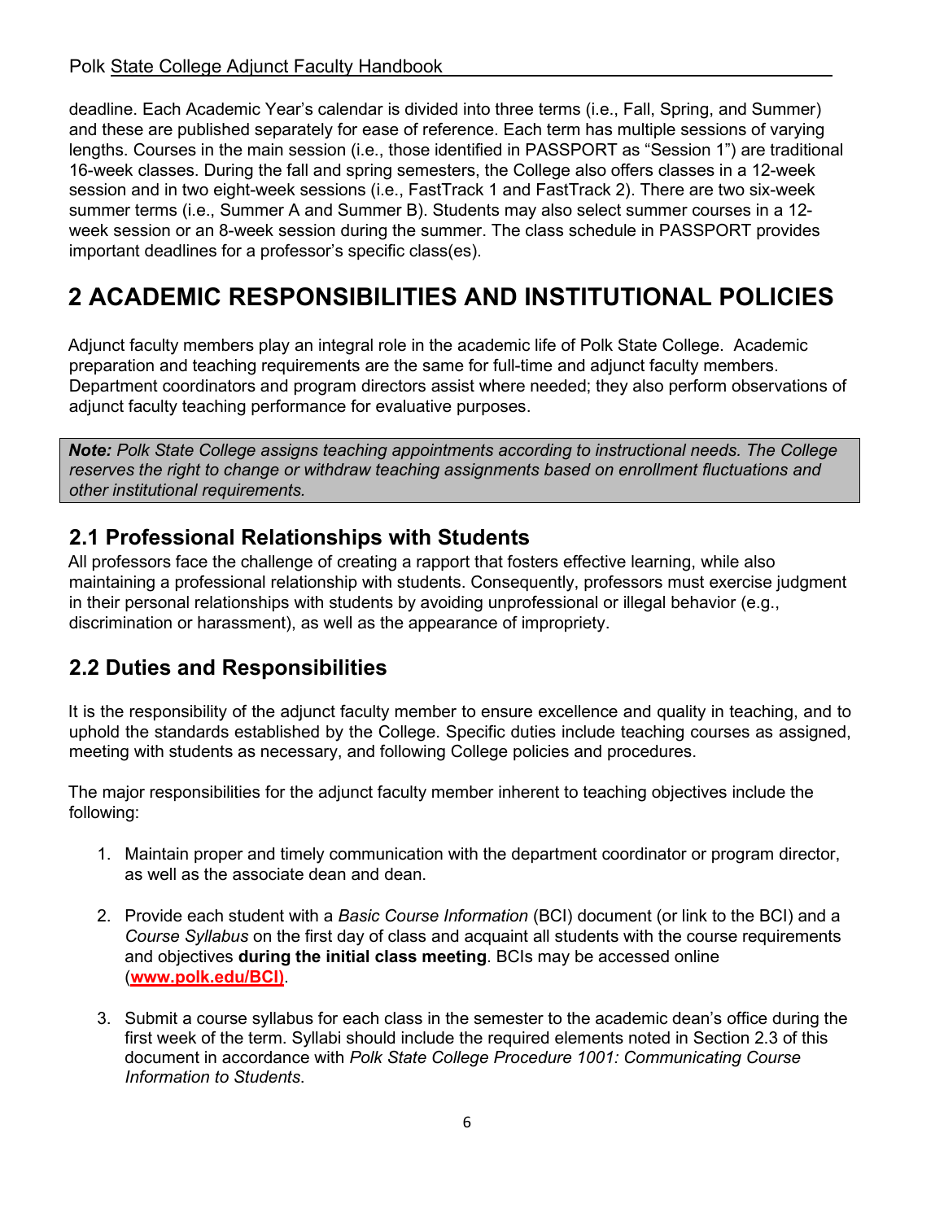deadline. Each Academic Year's calendar is divided into three terms (i.e., Fall, Spring, and Summer) and these are published separately for ease of reference. Each term has multiple sessions of varying lengths. Courses in the main session (i.e., those identified in PASSPORT as "Session 1") are traditional 16-week classes. During the fall and spring semesters, the College also offers classes in a 12-week session and in two eight-week sessions (i.e., FastTrack 1 and FastTrack 2). There are two six-week summer terms (i.e., Summer A and Summer B). Students may also select summer courses in a 12-week session or an 8-week session during the summer. The class schedule in PASSPORT provides important deadlines for a professor's specific class(es).

# 2 ACADEMIC RESPONSIBILITIES AND INSTITUTIONAL POLICIES

Adjunct faculty members play an integral role in the academic life of Polk State College. Academic preparation and teaching requirements are the same for full-time and adjunct faculty members. Department coordinators and program directors assist where needed; they also perform observations of adjunct faculty teaching performance for evaluative purposes.

> ***Note:*** *Polk State College assigns teaching appointments according to instructional needs. The College reserves the right to change or withdraw teaching assignments based on enrollment fluctuations and other institutional requirements.*

## 2.1 Professional Relationships with Students

All professors face the challenge of creating a rapport that fosters effective learning, while also maintaining a professional relationship with students. Consequently, professors must exercise judgment in their personal relationships with students by avoiding unprofessional or illegal behavior (e.g., discrimination or harassment), as well as the appearance of impropriety.

## 2.2 Duties and Responsibilities

It is the responsibility of the adjunct faculty member to ensure excellence and quality in teaching, and to uphold the standards established by the College. Specific duties include teaching courses as assigned, meeting with students as necessary, and following College policies and procedures.

The major responsibilities for the adjunct faculty member inherent to teaching objectives include the following:

1. Maintain proper and timely communication with the department coordinator or program director, as well as the associate dean and dean.

2. Provide each student with a *Basic Course Information* (BCI) document (or link to the BCI) and a *Course Syllabus* on the first day of class and acquaint all students with the course requirements and objectives **during the initial class meeting**. BCIs may be accessed online (**www.polk.edu/BCI)**.

3. Submit a course syllabus for each class in the semester to the academic dean's office during the first week of the term. Syllabi should include the required elements noted in Section 2.3 of this document in accordance with *Polk State College Procedure 1001: Communicating Course Information to Students*.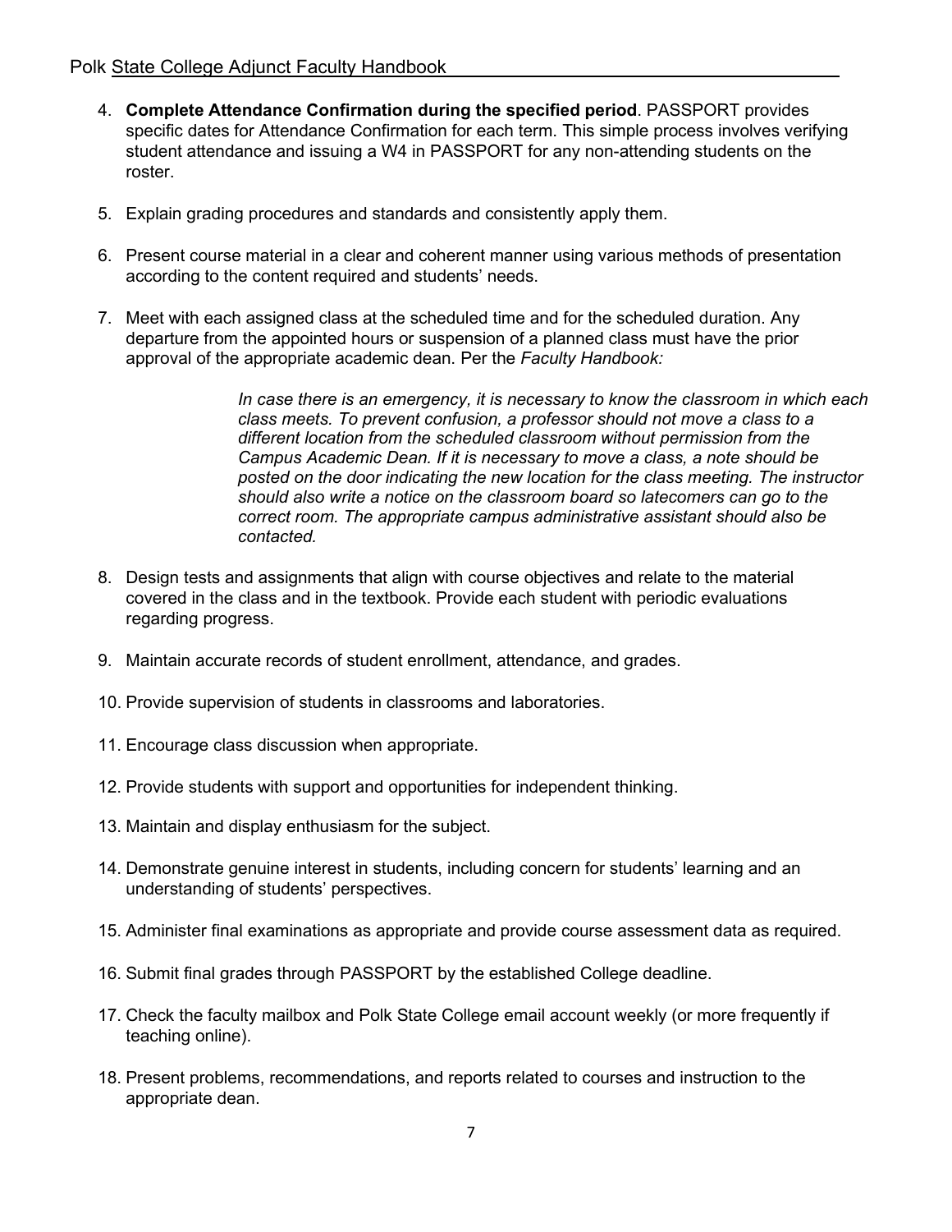4. **Complete Attendance Confirmation during the specified period**. PASSPORT provides specific dates for Attendance Confirmation for each term. This simple process involves verifying student attendance and issuing a W4 in PASSPORT for any non-attending students on the roster.

5. Explain grading procedures and standards and consistently apply them.

6. Present course material in a clear and coherent manner using various methods of presentation according to the content required and students' needs.

7. Meet with each assigned class at the scheduled time and for the scheduled duration. Any departure from the appointed hours or suspension of a planned class must have the prior approval of the appropriate academic dean. Per the *Faculty Handbook:*

   > *In case there is an emergency, it is necessary to know the classroom in which each class meets. To prevent confusion, a professor should not move a class to a different location from the scheduled classroom without permission from the Campus Academic Dean. If it is necessary to move a class, a note should be posted on the door indicating the new location for the class meeting. The instructor should also write a notice on the classroom board so latecomers can go to the correct room. The appropriate campus administrative assistant should also be contacted.*

8. Design tests and assignments that align with course objectives and relate to the material covered in the class and in the textbook. Provide each student with periodic evaluations regarding progress.

9. Maintain accurate records of student enrollment, attendance, and grades.

10. Provide supervision of students in classrooms and laboratories.

11. Encourage class discussion when appropriate.

12. Provide students with support and opportunities for independent thinking.

13. Maintain and display enthusiasm for the subject.

14. Demonstrate genuine interest in students, including concern for students' learning and an understanding of students' perspectives.

15. Administer final examinations as appropriate and provide course assessment data as required.

16. Submit final grades through PASSPORT by the established College deadline.

17. Check the faculty mailbox and Polk State College email account weekly (or more frequently if teaching online).

18. Present problems, recommendations, and reports related to courses and instruction to the appropriate dean.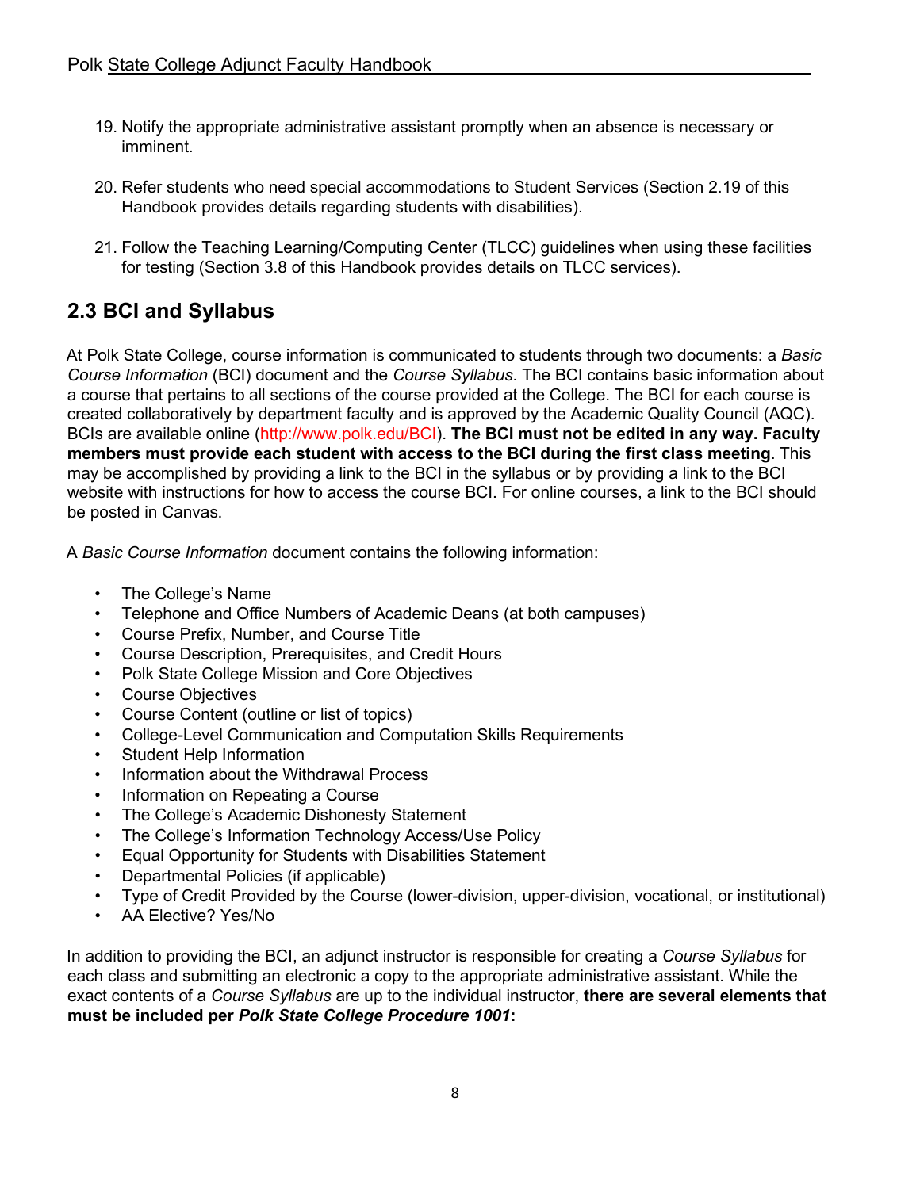19. Notify the appropriate administrative assistant promptly when an absence is necessary or imminent.

20. Refer students who need special accommodations to Student Services (Section 2.19 of this Handbook provides details regarding students with disabilities).

21. Follow the Teaching Learning/Computing Center (TLCC) guidelines when using these facilities for testing (Section 3.8 of this Handbook provides details on TLCC services).

## 2.3 BCI and Syllabus

At Polk State College, course information is communicated to students through two documents: a *Basic Course Information* (BCI) document and the *Course Syllabus*. The BCI contains basic information about a course that pertains to all sections of the course provided at the College. The BCI for each course is created collaboratively by department faculty and is approved by the Academic Quality Council (AQC). BCIs are available online (http://www.polk.edu/BCI). **The BCI must not be edited in any way. Faculty members must provide each student with access to the BCI during the first class meeting**. This may be accomplished by providing a link to the BCI in the syllabus or by providing a link to the BCI website with instructions for how to access the course BCI. For online courses, a link to the BCI should be posted in Canvas.

A *Basic Course Information* document contains the following information:

- The College's Name
- Telephone and Office Numbers of Academic Deans (at both campuses)
- Course Prefix, Number, and Course Title
- Course Description, Prerequisites, and Credit Hours
- Polk State College Mission and Core Objectives
- Course Objectives
- Course Content (outline or list of topics)
- College-Level Communication and Computation Skills Requirements
- Student Help Information
- Information about the Withdrawal Process
- Information on Repeating a Course
- The College's Academic Dishonesty Statement
- The College's Information Technology Access/Use Policy
- Equal Opportunity for Students with Disabilities Statement
- Departmental Policies (if applicable)
- Type of Credit Provided by the Course (lower-division, upper-division, vocational, or institutional)
- AA Elective? Yes/No

In addition to providing the BCI, an adjunct instructor is responsible for creating a *Course Syllabus* for each class and submitting an electronic a copy to the appropriate administrative assistant. While the exact contents of a *Course Syllabus* are up to the individual instructor, **there are several elements that must be included per *Polk State College Procedure 1001*:**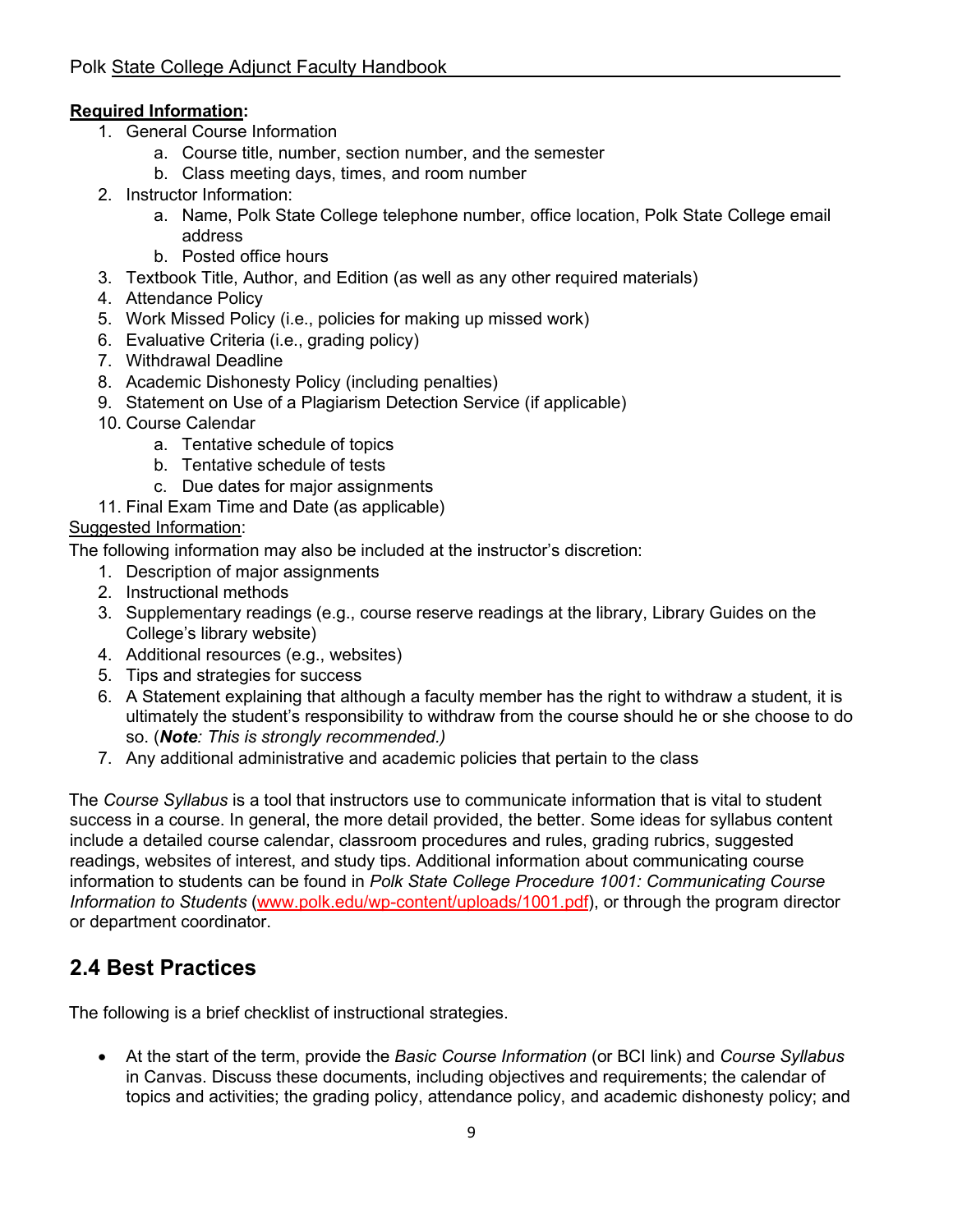**<u>Required Information</u>:**

1. General Course Information
   a. Course title, number, section number, and the semester
   b. Class meeting days, times, and room number
2. Instructor Information:
   a. Name, Polk State College telephone number, office location, Polk State College email address
   b. Posted office hours
3. Textbook Title, Author, and Edition (as well as any other required materials)
4. Attendance Policy
5. Work Missed Policy (i.e., policies for making up missed work)
6. Evaluative Criteria (i.e., grading policy)
7. Withdrawal Deadline
8. Academic Dishonesty Policy (including penalties)
9. Statement on Use of a Plagiarism Detection Service (if applicable)
10. Course Calendar
    a. Tentative schedule of topics
    b. Tentative schedule of tests
    c. Due dates for major assignments
11. Final Exam Time and Date (as applicable)

<u>Suggested Information</u>:

The following information may also be included at the instructor's discretion:

1. Description of major assignments
2. Instructional methods
3. Supplementary readings (e.g., course reserve readings at the library, Library Guides on the College's library website)
4. Additional resources (e.g., websites)
5. Tips and strategies for success
6. A Statement explaining that although a faculty member has the right to withdraw a student, it is ultimately the student's responsibility to withdraw from the course should he or she choose to do so. (***Note**: This is strongly recommended.)*
7. Any additional administrative and academic policies that pertain to the class

The *Course Syllabus* is a tool that instructors use to communicate information that is vital to student success in a course. In general, the more detail provided, the better. Some ideas for syllabus content include a detailed course calendar, classroom procedures and rules, grading rubrics, suggested readings, websites of interest, and study tips. Additional information about communicating course information to students can be found in *Polk State College Procedure 1001: Communicating Course Information to Students* (www.polk.edu/wp-content/uploads/1001.pdf), or through the program director or department coordinator.

## 2.4 Best Practices

The following is a brief checklist of instructional strategies.

- At the start of the term, provide the *Basic Course Information* (or BCI link) and *Course Syllabus* in Canvas. Discuss these documents, including objectives and requirements; the calendar of topics and activities; the grading policy, attendance policy, and academic dishonesty policy; and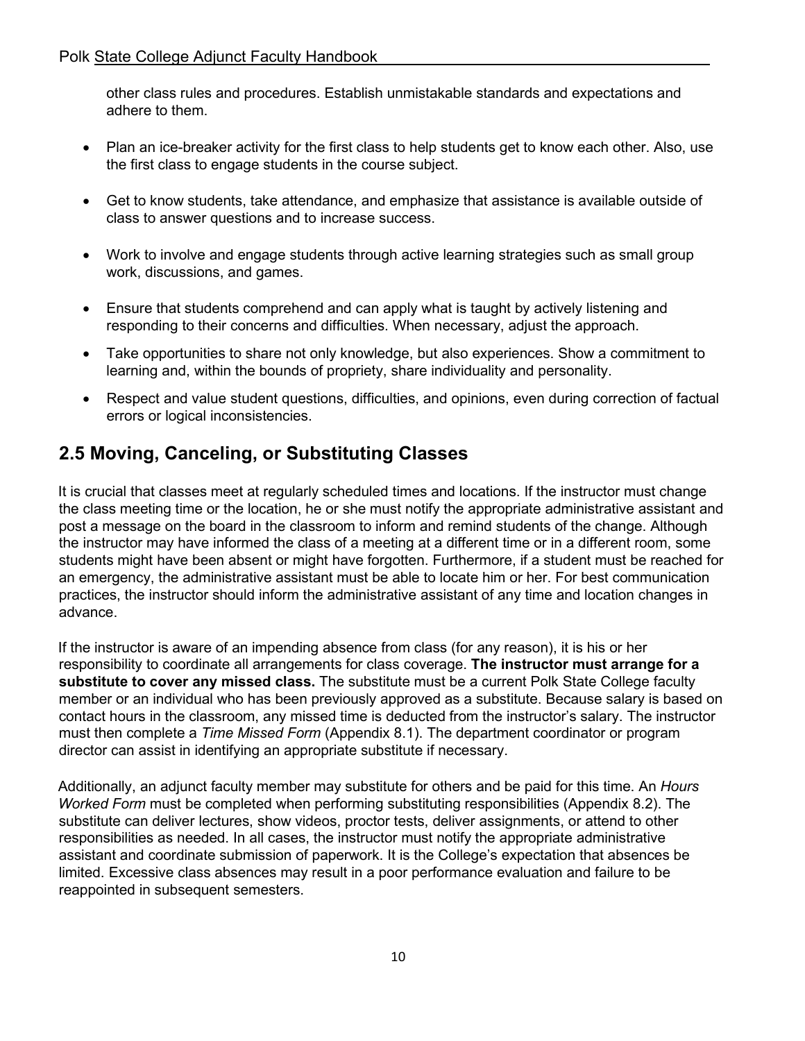other class rules and procedures. Establish unmistakable standards and expectations and adhere to them.

- Plan an ice-breaker activity for the first class to help students get to know each other. Also, use the first class to engage students in the course subject.
- Get to know students, take attendance, and emphasize that assistance is available outside of class to answer questions and to increase success.
- Work to involve and engage students through active learning strategies such as small group work, discussions, and games.
- Ensure that students comprehend and can apply what is taught by actively listening and responding to their concerns and difficulties. When necessary, adjust the approach.
- Take opportunities to share not only knowledge, but also experiences. Show a commitment to learning and, within the bounds of propriety, share individuality and personality.
- Respect and value student questions, difficulties, and opinions, even during correction of factual errors or logical inconsistencies.

## 2.5 Moving, Canceling, or Substituting Classes

It is crucial that classes meet at regularly scheduled times and locations. If the instructor must change the class meeting time or the location, he or she must notify the appropriate administrative assistant and post a message on the board in the classroom to inform and remind students of the change. Although the instructor may have informed the class of a meeting at a different time or in a different room, some students might have been absent or might have forgotten. Furthermore, if a student must be reached for an emergency, the administrative assistant must be able to locate him or her. For best communication practices, the instructor should inform the administrative assistant of any time and location changes in advance.

If the instructor is aware of an impending absence from class (for any reason), it is his or her responsibility to coordinate all arrangements for class coverage. **The instructor must arrange for a substitute to cover any missed class.** The substitute must be a current Polk State College faculty member or an individual who has been previously approved as a substitute. Because salary is based on contact hours in the classroom, any missed time is deducted from the instructor's salary. The instructor must then complete a *Time Missed Form* (Appendix 8.1). The department coordinator or program director can assist in identifying an appropriate substitute if necessary.

Additionally, an adjunct faculty member may substitute for others and be paid for this time. An *Hours Worked Form* must be completed when performing substituting responsibilities (Appendix 8.2). The substitute can deliver lectures, show videos, proctor tests, deliver assignments, or attend to other responsibilities as needed. In all cases, the instructor must notify the appropriate administrative assistant and coordinate submission of paperwork. It is the College's expectation that absences be limited. Excessive class absences may result in a poor performance evaluation and failure to be reappointed in subsequent semesters.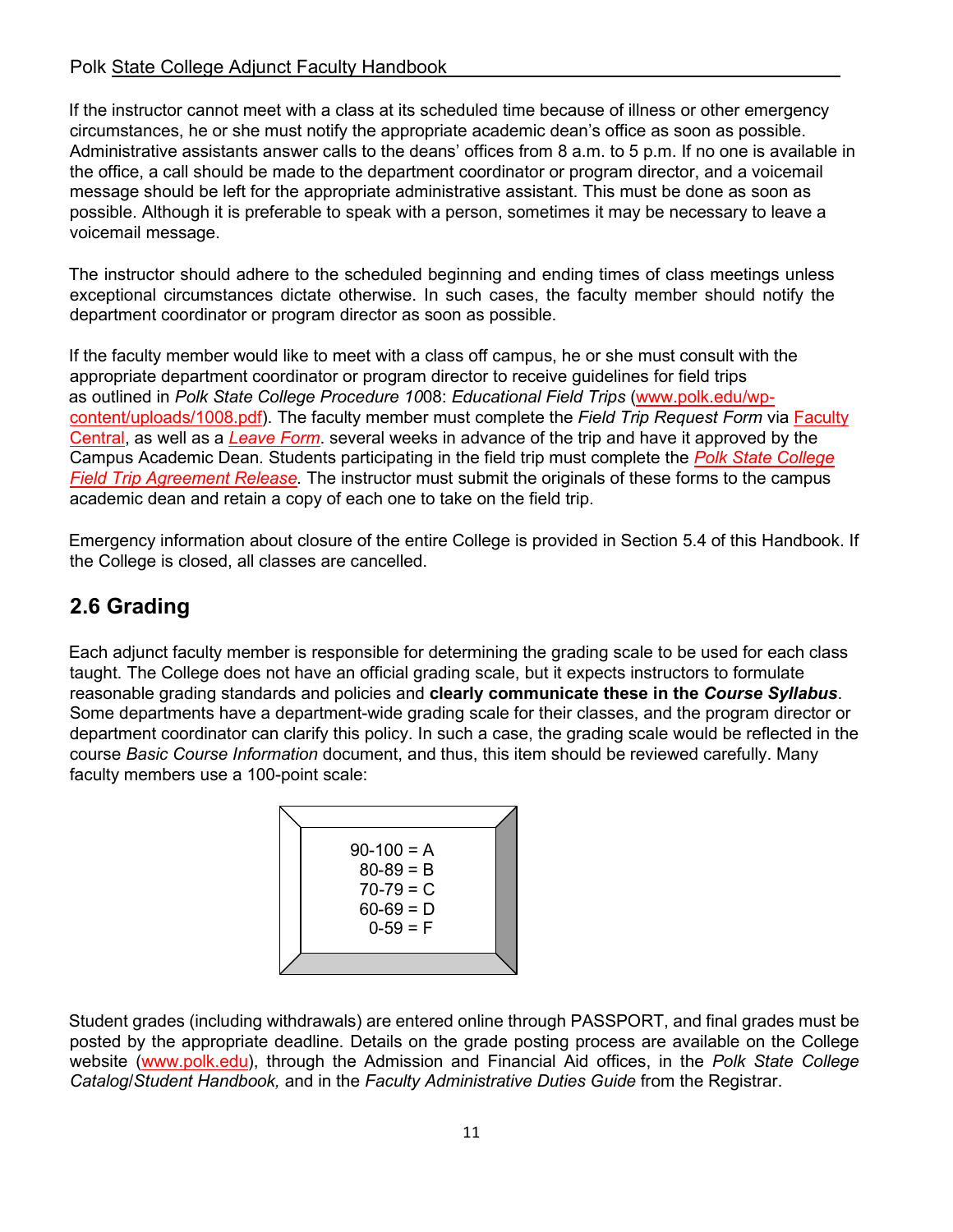If the instructor cannot meet with a class at its scheduled time because of illness or other emergency circumstances, he or she must notify the appropriate academic dean's office as soon as possible. Administrative assistants answer calls to the deans' offices from 8 a.m. to 5 p.m. If no one is available in the office, a call should be made to the department coordinator or program director, and a voicemail message should be left for the appropriate administrative assistant. This must be done as soon as possible. Although it is preferable to speak with a person, sometimes it may be necessary to leave a voicemail message.

The instructor should adhere to the scheduled beginning and ending times of class meetings unless exceptional circumstances dictate otherwise. In such cases, the faculty member should notify the department coordinator or program director as soon as possible.

If the faculty member would like to meet with a class off campus, he or she must consult with the appropriate department coordinator or program director to receive guidelines for field trips as outlined in *Polk State College Procedure 1008*: *Educational Field Trips* (www.polk.edu/wp-content/uploads/1008.pdf). The faculty member must complete the *Field Trip Request Form* via Faculty Central, as well as a *Leave Form*. several weeks in advance of the trip and have it approved by the Campus Academic Dean. Students participating in the field trip must complete the *Polk State College Field Trip Agreement Release*. The instructor must submit the originals of these forms to the campus academic dean and retain a copy of each one to take on the field trip.

Emergency information about closure of the entire College is provided in Section 5.4 of this Handbook. If the College is closed, all classes are cancelled.

## 2.6 Grading

Each adjunct faculty member is responsible for determining the grading scale to be used for each class taught. The College does not have an official grading scale, but it expects instructors to formulate reasonable grading standards and policies and **clearly communicate these in the *Course Syllabus***. Some departments have a department-wide grading scale for their classes, and the program director or department coordinator can clarify this policy. In such a case, the grading scale would be reflected in the course *Basic Course Information* document, and thus, this item should be reviewed carefully. Many faculty members use a 100-point scale:

90-100 = A
80-89 = B
70-79 = C
60-69 = D
0-59 = F

Student grades (including withdrawals) are entered online through PASSPORT, and final grades must be posted by the appropriate deadline. Details on the grade posting process are available on the College website (www.polk.edu), through the Admission and Financial Aid offices, in the *Polk State College Catalog*/*Student Handbook,* and in the *Faculty Administrative Duties Guide* from the Registrar.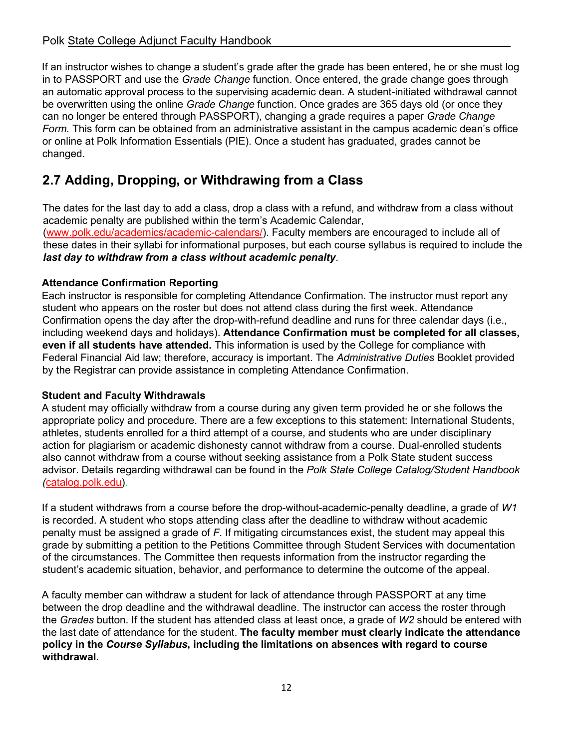If an instructor wishes to change a student's grade after the grade has been entered, he or she must log in to PASSPORT and use the *Grade Change* function. Once entered, the grade change goes through an automatic approval process to the supervising academic dean. A student-initiated withdrawal cannot be overwritten using the online *Grade Change* function. Once grades are 365 days old (or once they can no longer be entered through PASSPORT), changing a grade requires a paper *Grade Change Form.* This form can be obtained from an administrative assistant in the campus academic dean's office or online at Polk Information Essentials (PIE). Once a student has graduated, grades cannot be changed.

## 2.7 Adding, Dropping, or Withdrawing from a Class

The dates for the last day to add a class, drop a class with a refund, and withdraw from a class without academic penalty are published within the term's Academic Calendar, (www.polk.edu/academics/academic-calendars/). Faculty members are encouraged to include all of these dates in their syllabi for informational purposes, but each course syllabus is required to include the ***last day to withdraw from a class without academic penalty***.

### Attendance Confirmation Reporting

Each instructor is responsible for completing Attendance Confirmation. The instructor must report any student who appears on the roster but does not attend class during the first week. Attendance Confirmation opens the day after the drop-with-refund deadline and runs for three calendar days (i.e., including weekend days and holidays). **Attendance Confirmation must be completed for all classes, even if all students have attended.** This information is used by the College for compliance with Federal Financial Aid law; therefore, accuracy is important. The *Administrative Duties* Booklet provided by the Registrar can provide assistance in completing Attendance Confirmation.

### Student and Faculty Withdrawals

A student may officially withdraw from a course during any given term provided he or she follows the appropriate policy and procedure. There are a few exceptions to this statement: International Students, athletes, students enrolled for a third attempt of a course, and students who are under disciplinary action for plagiarism or academic dishonesty cannot withdraw from a course. Dual-enrolled students also cannot withdraw from a course without seeking assistance from a Polk State student success advisor. Details regarding withdrawal can be found in the *Polk State College Catalog/Student Handbook (*catalog.polk.edu).

If a student withdraws from a course before the drop-without-academic-penalty deadline, a grade of *W1* is recorded. A student who stops attending class after the deadline to withdraw without academic penalty must be assigned a grade of *F*. If mitigating circumstances exist, the student may appeal this grade by submitting a petition to the Petitions Committee through Student Services with documentation of the circumstances. The Committee then requests information from the instructor regarding the student's academic situation, behavior, and performance to determine the outcome of the appeal.

A faculty member can withdraw a student for lack of attendance through PASSPORT at any time between the drop deadline and the withdrawal deadline. The instructor can access the roster through the *Grades* button. If the student has attended class at least once, a grade of *W2* should be entered with the last date of attendance for the student. **The faculty member must clearly indicate the attendance policy in the *Course Syllabus*, including the limitations on absences with regard to course withdrawal.**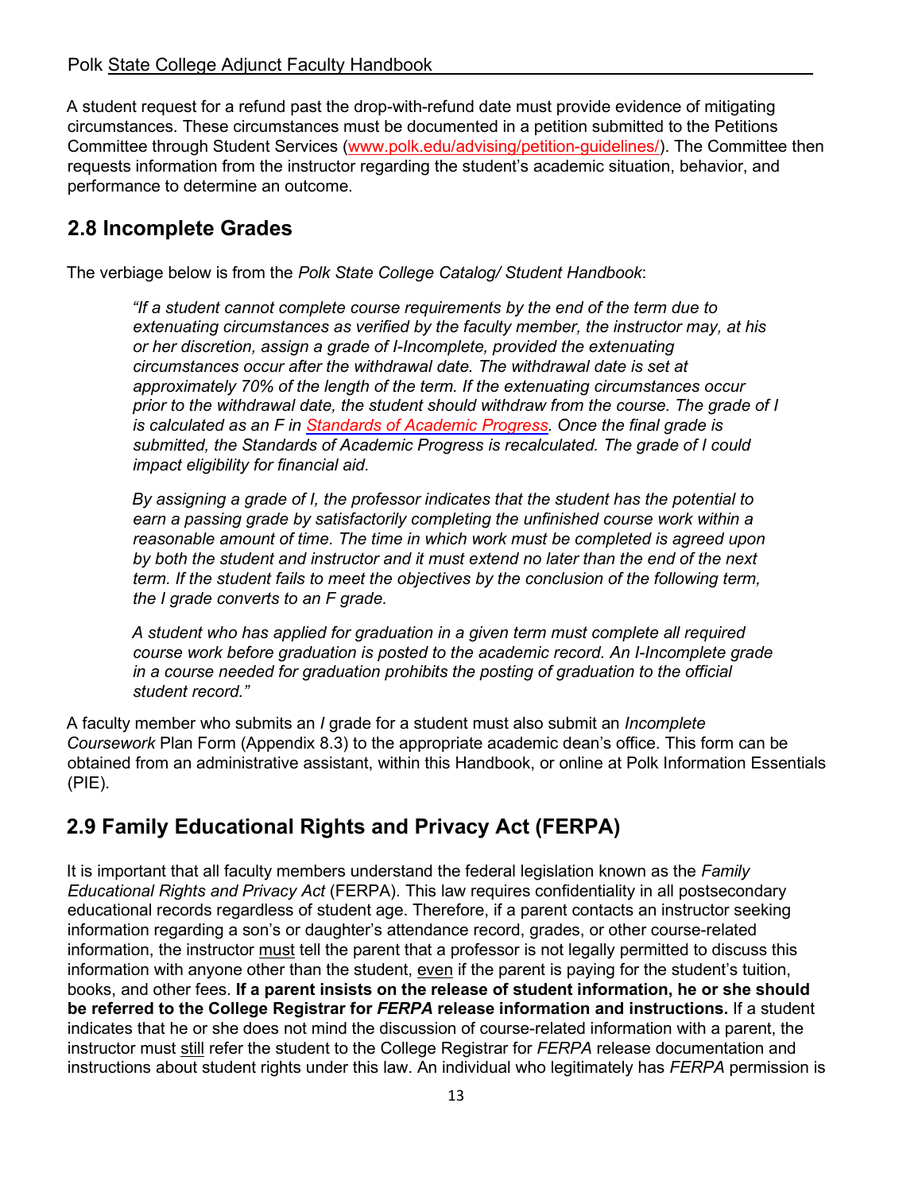A student request for a refund past the drop-with-refund date must provide evidence of mitigating circumstances. These circumstances must be documented in a petition submitted to the Petitions Committee through Student Services (www.polk.edu/advising/petition-guidelines/). The Committee then requests information from the instructor regarding the student's academic situation, behavior, and performance to determine an outcome.

## 2.8 Incomplete Grades

The verbiage below is from the *Polk State College Catalog/ Student Handbook*:

> *"If a student cannot complete course requirements by the end of the term due to extenuating circumstances as verified by the faculty member, the instructor may, at his or her discretion, assign a grade of I-Incomplete, provided the extenuating circumstances occur after the withdrawal date. The withdrawal date is set at approximately 70% of the length of the term. If the extenuating circumstances occur prior to the withdrawal date, the student should withdraw from the course. The grade of I is calculated as an F in Standards of Academic Progress. Once the final grade is submitted, the Standards of Academic Progress is recalculated. The grade of I could impact eligibility for financial aid.*
>
> *By assigning a grade of I, the professor indicates that the student has the potential to earn a passing grade by satisfactorily completing the unfinished course work within a reasonable amount of time. The time in which work must be completed is agreed upon by both the student and instructor and it must extend no later than the end of the next term. If the student fails to meet the objectives by the conclusion of the following term, the I grade converts to an F grade.*
>
> *A student who has applied for graduation in a given term must complete all required course work before graduation is posted to the academic record. An I-Incomplete grade in a course needed for graduation prohibits the posting of graduation to the official student record."*

A faculty member who submits an *I* grade for a student must also submit an *Incomplete Coursework* Plan Form (Appendix 8.3) to the appropriate academic dean's office. This form can be obtained from an administrative assistant, within this Handbook, or online at Polk Information Essentials (PIE).

## 2.9 Family Educational Rights and Privacy Act (FERPA)

It is important that all faculty members understand the federal legislation known as the *Family Educational Rights and Privacy Act* (FERPA). This law requires confidentiality in all postsecondary educational records regardless of student age. Therefore, if a parent contacts an instructor seeking information regarding a son's or daughter's attendance record, grades, or other course-related information, the instructor must tell the parent that a professor is not legally permitted to discuss this information with anyone other than the student, even if the parent is paying for the student's tuition, books, and other fees. **If a parent insists on the release of student information, he or she should be referred to the College Registrar for *FERPA* release information and instructions.** If a student indicates that he or she does not mind the discussion of course-related information with a parent, the instructor must still refer the student to the College Registrar for *FERPA* release documentation and instructions about student rights under this law. An individual who legitimately has *FERPA* permission is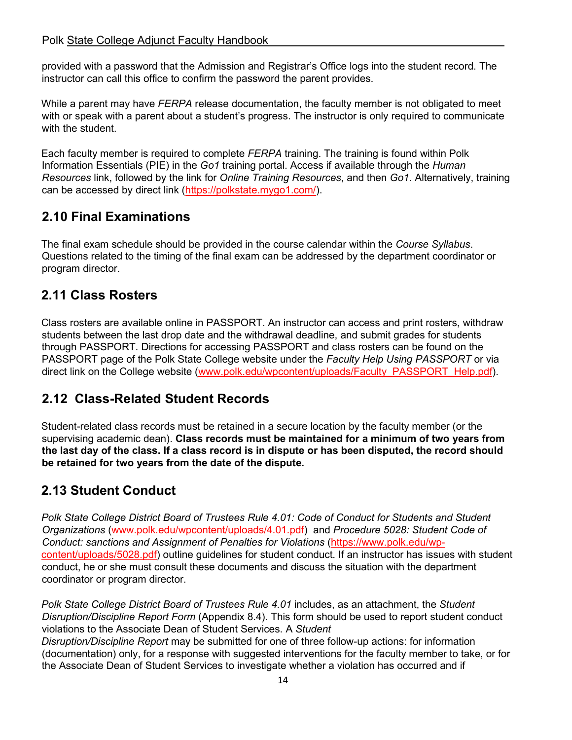provided with a password that the Admission and Registrar's Office logs into the student record. The instructor can call this office to confirm the password the parent provides.

While a parent may have *FERPA* release documentation, the faculty member is not obligated to meet with or speak with a parent about a student's progress. The instructor is only required to communicate with the student.

Each faculty member is required to complete *FERPA* training. The training is found within Polk Information Essentials (PIE) in the *Go1* training portal. Access if available through the *Human Resources* link, followed by the link for *Online Training Resources*, and then *Go1*. Alternatively, training can be accessed by direct link (https://polkstate.mygo1.com/).

## 2.10 Final Examinations

The final exam schedule should be provided in the course calendar within the *Course Syllabus*. Questions related to the timing of the final exam can be addressed by the department coordinator or program director.

## 2.11 Class Rosters

Class rosters are available online in PASSPORT. An instructor can access and print rosters, withdraw students between the last drop date and the withdrawal deadline, and submit grades for students through PASSPORT. Directions for accessing PASSPORT and class rosters can be found on the PASSPORT page of the Polk State College website under the *Faculty Help Using PASSPORT* or via direct link on the College website (www.polk.edu/wpcontent/uploads/Faculty_PASSPORT_Help.pdf).

## 2.12 Class-Related Student Records

Student-related class records must be retained in a secure location by the faculty member (or the supervising academic dean). **Class records must be maintained for a minimum of two years from the last day of the class. If a class record is in dispute or has been disputed, the record should be retained for two years from the date of the dispute.**

## 2.13 Student Conduct

*Polk State College District Board of Trustees Rule 4.01: Code of Conduct for Students and Student Organizations* (www.polk.edu/wpcontent/uploads/4.01.pdf) and *Procedure 5028: Student Code of Conduct: sanctions and Assignment of Penalties for Violations* (https://www.polk.edu/wp-content/uploads/5028.pdf) outline guidelines for student conduct. If an instructor has issues with student conduct, he or she must consult these documents and discuss the situation with the department coordinator or program director.

*Polk State College District Board of Trustees Rule 4.01* includes, as an attachment, the *Student Disruption/Discipline Report Form* (Appendix 8.4). This form should be used to report student conduct violations to the Associate Dean of Student Services. A *Student Disruption/Discipline Report* may be submitted for one of three follow-up actions: for information (documentation) only, for a response with suggested interventions for the faculty member to take, or for the Associate Dean of Student Services to investigate whether a violation has occurred and if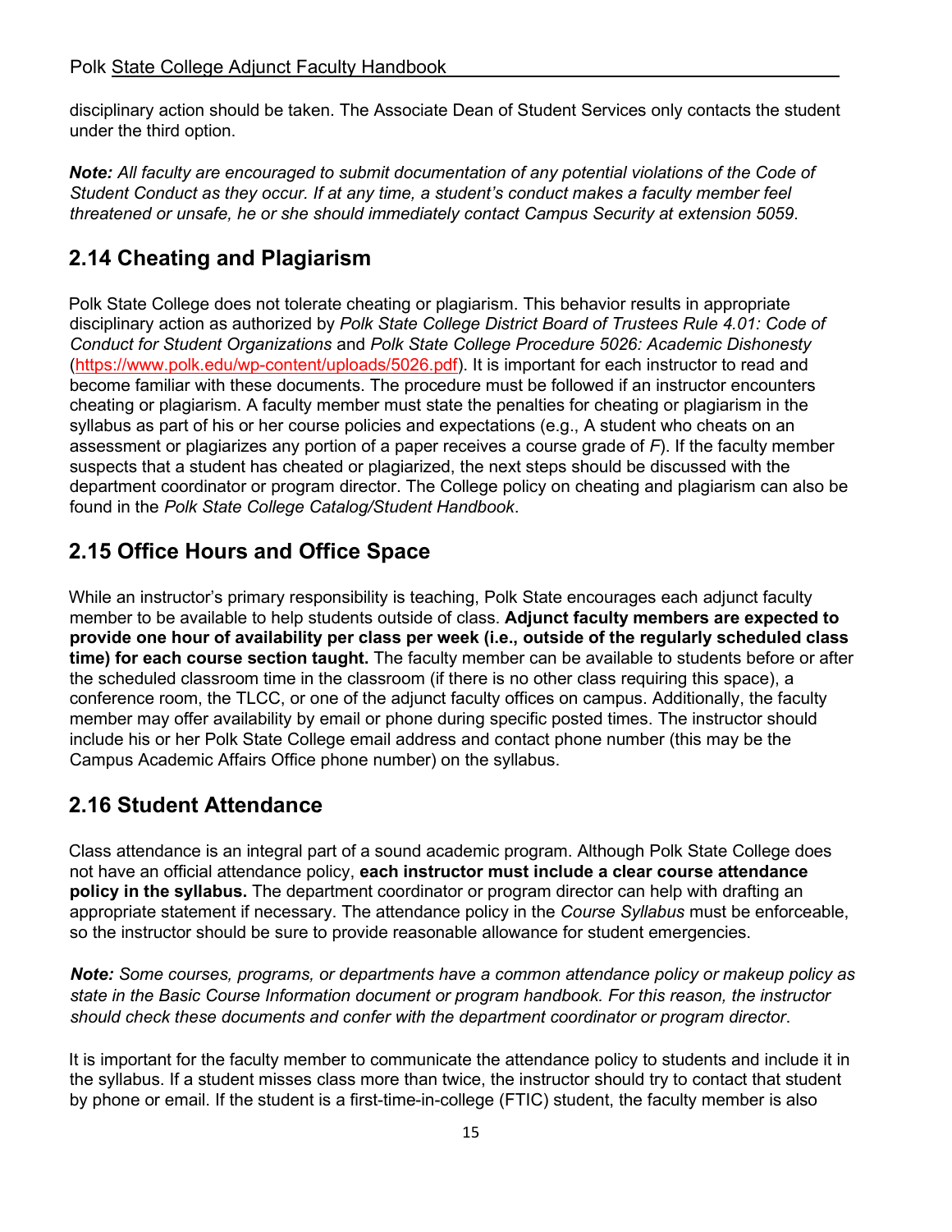disciplinary action should be taken. The Associate Dean of Student Services only contacts the student under the third option.

***Note:*** *All faculty are encouraged to submit documentation of any potential violations of the Code of Student Conduct as they occur. If at any time, a student's conduct makes a faculty member feel threatened or unsafe, he or she should immediately contact Campus Security at extension 5059*.

## 2.14 Cheating and Plagiarism

Polk State College does not tolerate cheating or plagiarism. This behavior results in appropriate disciplinary action as authorized by *Polk State College District Board of Trustees Rule 4.01: Code of Conduct for Student Organizations* and *Polk State College Procedure 5026: Academic Dishonesty* (https://www.polk.edu/wp-content/uploads/5026.pdf). It is important for each instructor to read and become familiar with these documents. The procedure must be followed if an instructor encounters cheating or plagiarism. A faculty member must state the penalties for cheating or plagiarism in the syllabus as part of his or her course policies and expectations (e.g., A student who cheats on an assessment or plagiarizes any portion of a paper receives a course grade of *F*). If the faculty member suspects that a student has cheated or plagiarized, the next steps should be discussed with the department coordinator or program director. The College policy on cheating and plagiarism can also be found in the *Polk State College Catalog/Student Handbook*.

## 2.15 Office Hours and Office Space

While an instructor's primary responsibility is teaching, Polk State encourages each adjunct faculty member to be available to help students outside of class. **Adjunct faculty members are expected to provide one hour of availability per class per week (i.e., outside of the regularly scheduled class time) for each course section taught.** The faculty member can be available to students before or after the scheduled classroom time in the classroom (if there is no other class requiring this space), a conference room, the TLCC, or one of the adjunct faculty offices on campus. Additionally, the faculty member may offer availability by email or phone during specific posted times. The instructor should include his or her Polk State College email address and contact phone number (this may be the Campus Academic Affairs Office phone number) on the syllabus.

## 2.16 Student Attendance

Class attendance is an integral part of a sound academic program. Although Polk State College does not have an official attendance policy, **each instructor must include a clear course attendance policy in the syllabus.** The department coordinator or program director can help with drafting an appropriate statement if necessary. The attendance policy in the *Course Syllabus* must be enforceable, so the instructor should be sure to provide reasonable allowance for student emergencies.

***Note:*** *Some courses, programs, or departments have a common attendance policy or makeup policy as state in the Basic Course Information document or program handbook. For this reason, the instructor should check these documents and confer with the department coordinator or program director*.

It is important for the faculty member to communicate the attendance policy to students and include it in the syllabus. If a student misses class more than twice, the instructor should try to contact that student by phone or email. If the student is a first-time-in-college (FTIC) student, the faculty member is also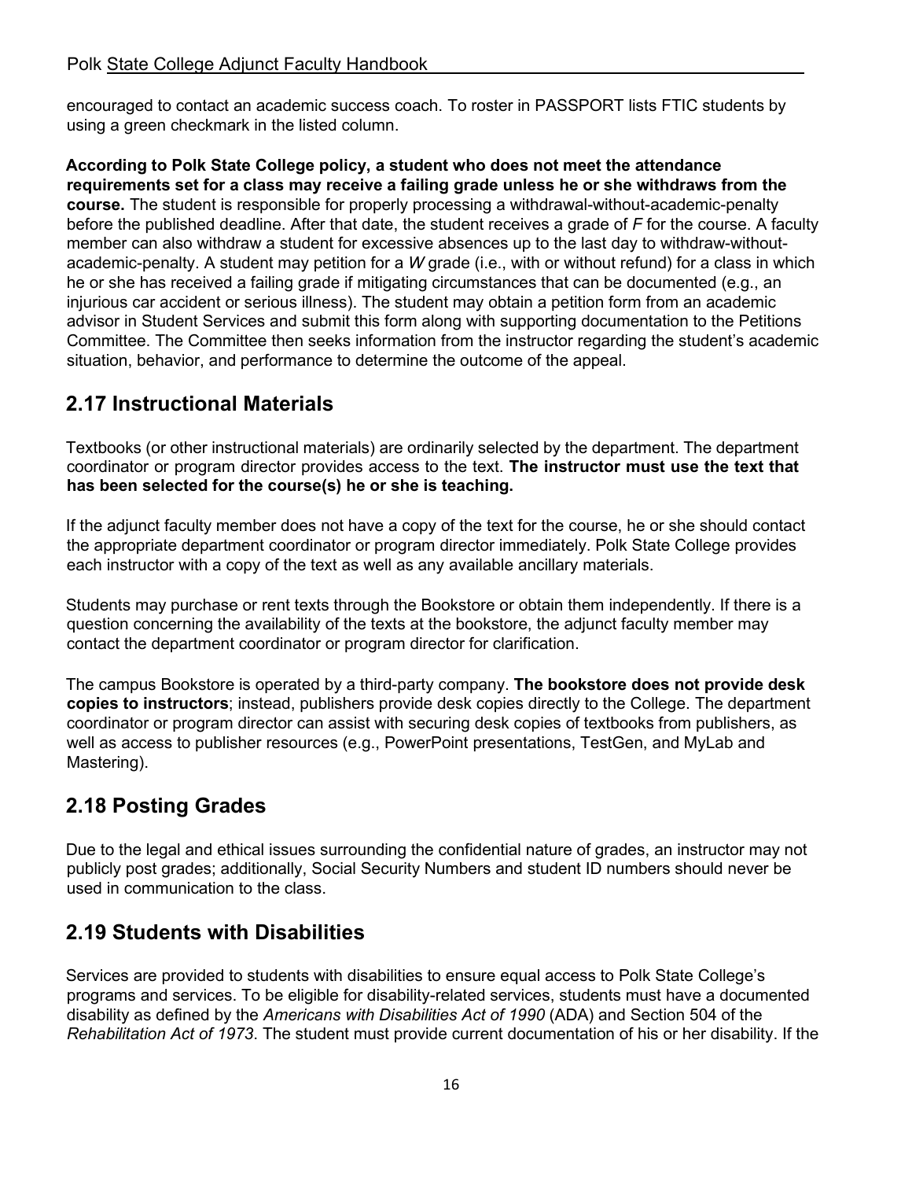encouraged to contact an academic success coach. To roster in PASSPORT lists FTIC students by using a green checkmark in the listed column.

**According to Polk State College policy, a student who does not meet the attendance requirements set for a class may receive a failing grade unless he or she withdraws from the course.** The student is responsible for properly processing a withdrawal-without-academic-penalty before the published deadline. After that date, the student receives a grade of *F* for the course. A faculty member can also withdraw a student for excessive absences up to the last day to withdraw-without-academic-penalty. A student may petition for a *W* grade (i.e., with or without refund) for a class in which he or she has received a failing grade if mitigating circumstances that can be documented (e.g., an injurious car accident or serious illness). The student may obtain a petition form from an academic advisor in Student Services and submit this form along with supporting documentation to the Petitions Committee. The Committee then seeks information from the instructor regarding the student's academic situation, behavior, and performance to determine the outcome of the appeal.

## 2.17 Instructional Materials

Textbooks (or other instructional materials) are ordinarily selected by the department. The department coordinator or program director provides access to the text. **The instructor must use the text that has been selected for the course(s) he or she is teaching.**

If the adjunct faculty member does not have a copy of the text for the course, he or she should contact the appropriate department coordinator or program director immediately. Polk State College provides each instructor with a copy of the text as well as any available ancillary materials.

Students may purchase or rent texts through the Bookstore or obtain them independently. If there is a question concerning the availability of the texts at the bookstore, the adjunct faculty member may contact the department coordinator or program director for clarification.

The campus Bookstore is operated by a third-party company. **The bookstore does not provide desk copies to instructors**; instead, publishers provide desk copies directly to the College. The department coordinator or program director can assist with securing desk copies of textbooks from publishers, as well as access to publisher resources (e.g., PowerPoint presentations, TestGen, and MyLab and Mastering).

## 2.18 Posting Grades

Due to the legal and ethical issues surrounding the confidential nature of grades, an instructor may not publicly post grades; additionally, Social Security Numbers and student ID numbers should never be used in communication to the class.

## 2.19 Students with Disabilities

Services are provided to students with disabilities to ensure equal access to Polk State College's programs and services. To be eligible for disability-related services, students must have a documented disability as defined by the *Americans with Disabilities Act of 1990* (ADA) and Section 504 of the *Rehabilitation Act of 1973*. The student must provide current documentation of his or her disability. If the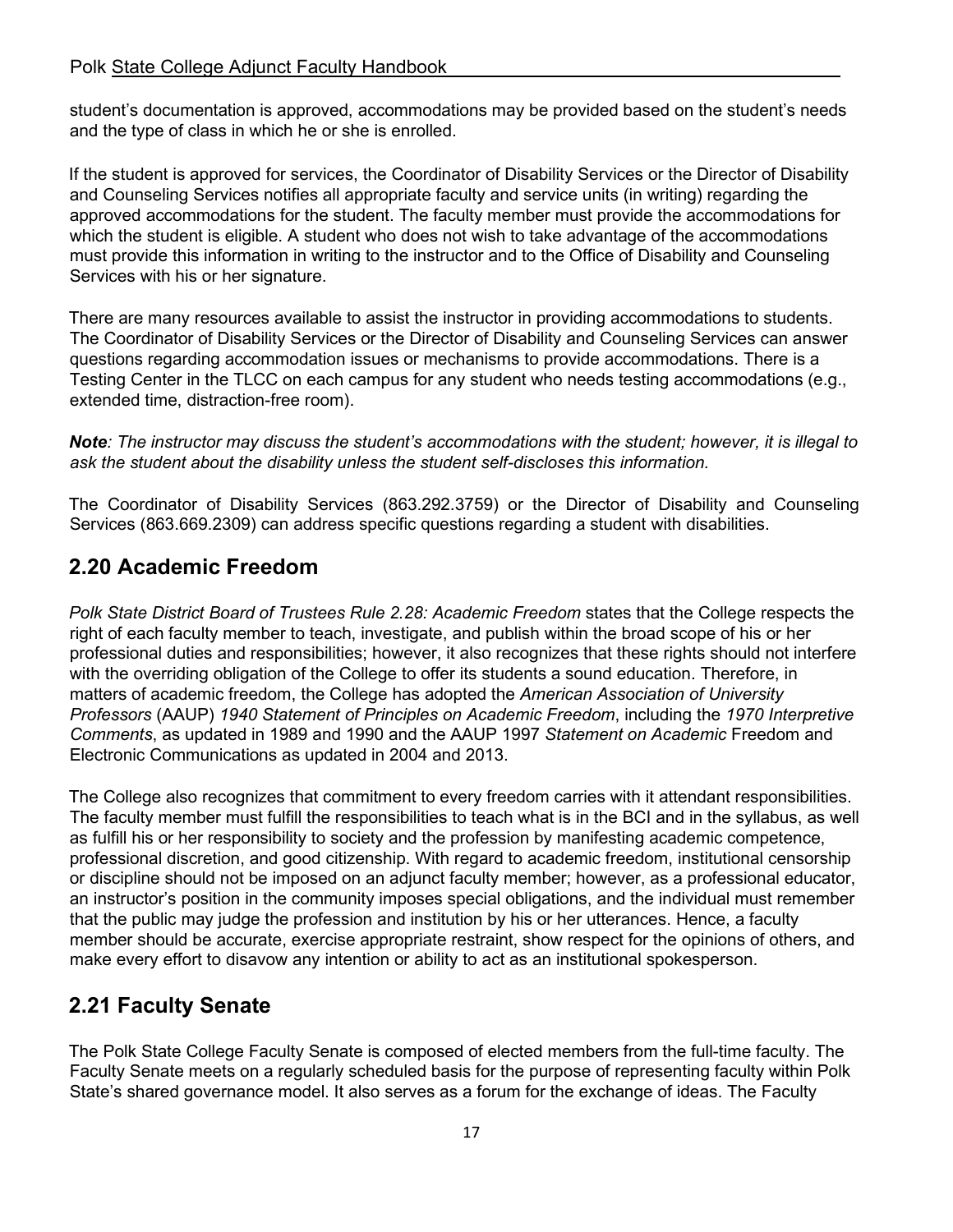student's documentation is approved, accommodations may be provided based on the student's needs and the type of class in which he or she is enrolled.

If the student is approved for services, the Coordinator of Disability Services or the Director of Disability and Counseling Services notifies all appropriate faculty and service units (in writing) regarding the approved accommodations for the student. The faculty member must provide the accommodations for which the student is eligible. A student who does not wish to take advantage of the accommodations must provide this information in writing to the instructor and to the Office of Disability and Counseling Services with his or her signature.

There are many resources available to assist the instructor in providing accommodations to students. The Coordinator of Disability Services or the Director of Disability and Counseling Services can answer questions regarding accommodation issues or mechanisms to provide accommodations. There is a Testing Center in the TLCC on each campus for any student who needs testing accommodations (e.g., extended time, distraction-free room).

***Note**: The instructor may discuss the student's accommodations with the student; however, it is illegal to ask the student about the disability unless the student self-discloses this information.*

The Coordinator of Disability Services (863.292.3759) or the Director of Disability and Counseling Services (863.669.2309) can address specific questions regarding a student with disabilities.

## 2.20 Academic Freedom

*Polk State District Board of Trustees Rule 2.28: Academic Freedom* states that the College respects the right of each faculty member to teach, investigate, and publish within the broad scope of his or her professional duties and responsibilities; however, it also recognizes that these rights should not interfere with the overriding obligation of the College to offer its students a sound education. Therefore, in matters of academic freedom, the College has adopted the *American Association of University Professors* (AAUP) *1940 Statement of Principles on Academic Freedom*, including the *1970 Interpretive Comments*, as updated in 1989 and 1990 and the AAUP 1997 *Statement on Academic* Freedom and Electronic Communications as updated in 2004 and 2013.

The College also recognizes that commitment to every freedom carries with it attendant responsibilities. The faculty member must fulfill the responsibilities to teach what is in the BCI and in the syllabus, as well as fulfill his or her responsibility to society and the profession by manifesting academic competence, professional discretion, and good citizenship. With regard to academic freedom, institutional censorship or discipline should not be imposed on an adjunct faculty member; however, as a professional educator, an instructor's position in the community imposes special obligations, and the individual must remember that the public may judge the profession and institution by his or her utterances. Hence, a faculty member should be accurate, exercise appropriate restraint, show respect for the opinions of others, and make every effort to disavow any intention or ability to act as an institutional spokesperson.

## 2.21 Faculty Senate

The Polk State College Faculty Senate is composed of elected members from the full-time faculty. The Faculty Senate meets on a regularly scheduled basis for the purpose of representing faculty within Polk State's shared governance model. It also serves as a forum for the exchange of ideas. The Faculty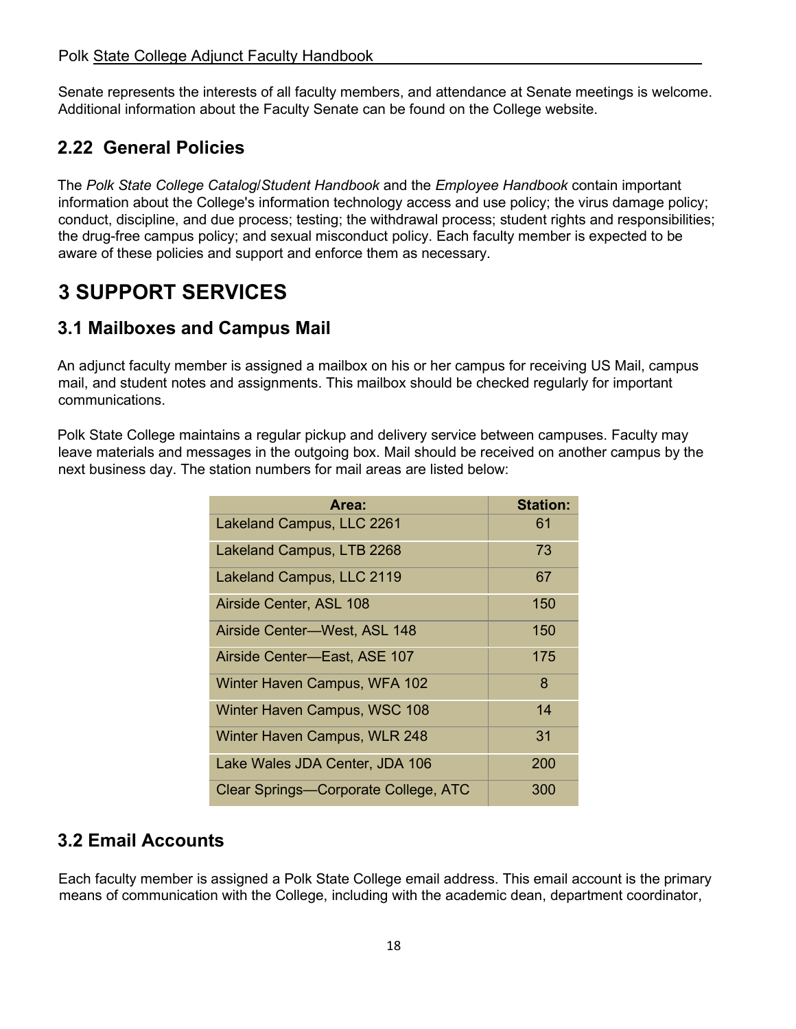Senate represents the interests of all faculty members, and attendance at Senate meetings is welcome. Additional information about the Faculty Senate can be found on the College website.

## 2.22 General Policies

The *Polk State College Catalog*/*Student Handbook* and the *Employee Handbook* contain important information about the College's information technology access and use policy; the virus damage policy; conduct, discipline, and due process; testing; the withdrawal process; student rights and responsibilities; the drug-free campus policy; and sexual misconduct policy. Each faculty member is expected to be aware of these policies and support and enforce them as necessary.

# 3 SUPPORT SERVICES

## 3.1 Mailboxes and Campus Mail

An adjunct faculty member is assigned a mailbox on his or her campus for receiving US Mail, campus mail, and student notes and assignments. This mailbox should be checked regularly for important communications.

Polk State College maintains a regular pickup and delivery service between campuses. Faculty may leave materials and messages in the outgoing box. Mail should be received on another campus by the next business day. The station numbers for mail areas are listed below:

| Area: | Station: |
|---|---|
| Lakeland Campus, LLC 2261 | 61 |
| Lakeland Campus, LTB 2268 | 73 |
| Lakeland Campus, LLC 2119 | 67 |
| Airside Center, ASL 108 | 150 |
| Airside Center—West, ASL 148 | 150 |
| Airside Center—East, ASE 107 | 175 |
| Winter Haven Campus, WFA 102 | 8 |
| Winter Haven Campus, WSC 108 | 14 |
| Winter Haven Campus, WLR 248 | 31 |
| Lake Wales JDA Center, JDA 106 | 200 |
| Clear Springs—Corporate College, ATC | 300 |

## 3.2 Email Accounts

Each faculty member is assigned a Polk State College email address. This email account is the primary means of communication with the College, including with the academic dean, department coordinator,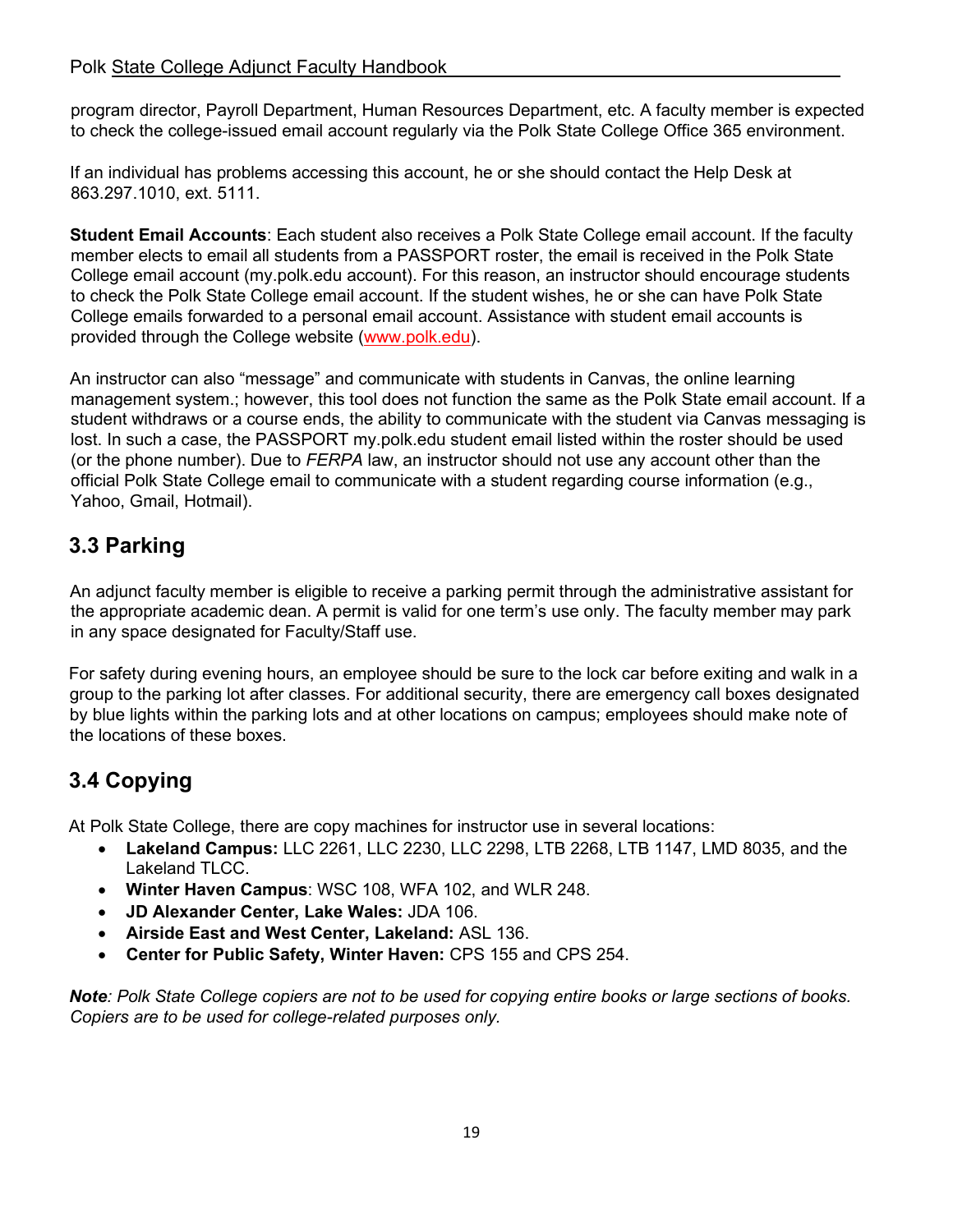program director, Payroll Department, Human Resources Department, etc. A faculty member is expected to check the college-issued email account regularly via the Polk State College Office 365 environment.

If an individual has problems accessing this account, he or she should contact the Help Desk at 863.297.1010, ext. 5111.

**Student Email Accounts**: Each student also receives a Polk State College email account. If the faculty member elects to email all students from a PASSPORT roster, the email is received in the Polk State College email account (my.polk.edu account). For this reason, an instructor should encourage students to check the Polk State College email account. If the student wishes, he or she can have Polk State College emails forwarded to a personal email account. Assistance with student email accounts is provided through the College website (www.polk.edu).

An instructor can also "message" and communicate with students in Canvas, the online learning management system.; however, this tool does not function the same as the Polk State email account. If a student withdraws or a course ends, the ability to communicate with the student via Canvas messaging is lost. In such a case, the PASSPORT my.polk.edu student email listed within the roster should be used (or the phone number). Due to *FERPA* law, an instructor should not use any account other than the official Polk State College email to communicate with a student regarding course information (e.g., Yahoo, Gmail, Hotmail).

## 3.3 Parking

An adjunct faculty member is eligible to receive a parking permit through the administrative assistant for the appropriate academic dean. A permit is valid for one term's use only. The faculty member may park in any space designated for Faculty/Staff use.

For safety during evening hours, an employee should be sure to the lock car before exiting and walk in a group to the parking lot after classes. For additional security, there are emergency call boxes designated by blue lights within the parking lots and at other locations on campus; employees should make note of the locations of these boxes.

## 3.4 Copying

At Polk State College, there are copy machines for instructor use in several locations:

- **Lakeland Campus:** LLC 2261, LLC 2230, LLC 2298, LTB 2268, LTB 1147, LMD 8035, and the Lakeland TLCC.
- **Winter Haven Campus**: WSC 108, WFA 102, and WLR 248.
- **JD Alexander Center, Lake Wales:** JDA 106.
- **Airside East and West Center, Lakeland:** ASL 136.
- **Center for Public Safety, Winter Haven:** CPS 155 and CPS 254.

***Note**: Polk State College copiers are not to be used for copying entire books or large sections of books. Copiers are to be used for college-related purposes only.*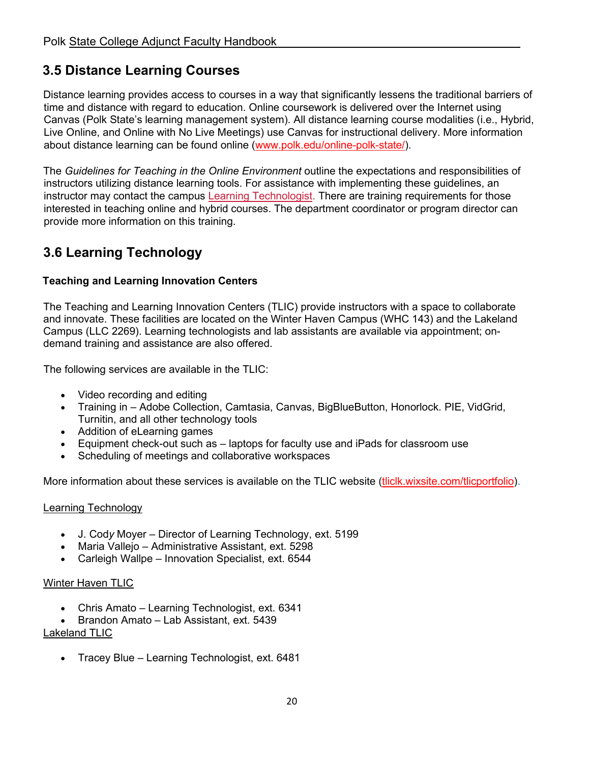## 3.5 Distance Learning Courses

Distance learning provides access to courses in a way that significantly lessens the traditional barriers of time and distance with regard to education. Online coursework is delivered over the Internet using Canvas (Polk State's learning management system). All distance learning course modalities (i.e., Hybrid, Live Online, and Online with No Live Meetings) use Canvas for instructional delivery. More information about distance learning can be found online (www.polk.edu/online-polk-state/).

The *Guidelines for Teaching in the Online Environment* outline the expectations and responsibilities of instructors utilizing distance learning tools. For assistance with implementing these guidelines, an instructor may contact the campus Learning Technologist. There are training requirements for those interested in teaching online and hybrid courses. The department coordinator or program director can provide more information on this training.

## 3.6 Learning Technology

### Teaching and Learning Innovation Centers

The Teaching and Learning Innovation Centers (TLIC) provide instructors with a space to collaborate and innovate. These facilities are located on the Winter Haven Campus (WHC 143) and the Lakeland Campus (LLC 2269). Learning technologists and lab assistants are available via appointment; on-demand training and assistance are also offered.

The following services are available in the TLIC:

- Video recording and editing
- Training in – Adobe Collection, Camtasia, Canvas, BigBlueButton, Honorlock. PIE, VidGrid, Turnitin, and all other technology tools
- Addition of eLearning games
- Equipment check-out such as – laptops for faculty use and iPads for classroom use
- Scheduling of meetings and collaborative workspaces

More information about these services is available on the TLIC website (tliclk.wixsite.com/tlicportfolio).

Learning Technology

- J. Cody Moyer – Director of Learning Technology, ext. 5199
- Maria Vallejo – Administrative Assistant, ext. 5298
- Carleigh Wallpe – Innovation Specialist, ext. 6544

Winter Haven TLIC

- Chris Amato – Learning Technologist, ext. 6341
- Brandon Amato – Lab Assistant, ext. 5439

Lakeland TLIC

- Tracey Blue – Learning Technologist, ext. 6481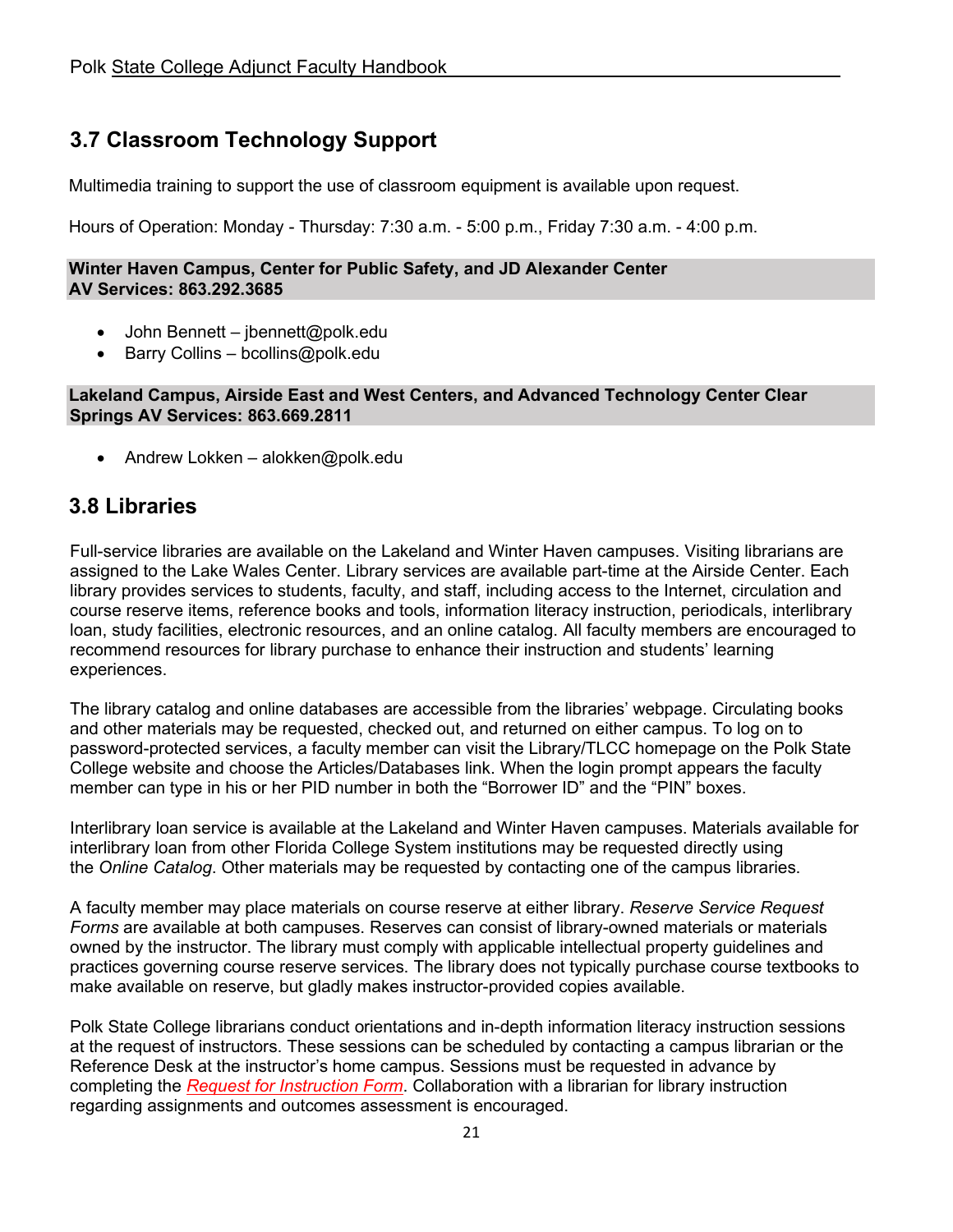## 3.7 Classroom Technology Support

Multimedia training to support the use of classroom equipment is available upon request.

Hours of Operation: Monday - Thursday: 7:30 a.m. - 5:00 p.m., Friday 7:30 a.m. - 4:00 p.m.

**Winter Haven Campus, Center for Public Safety, and JD Alexander Center**
**AV Services: 863.292.3685**

- John Bennett – jbennett@polk.edu
- Barry Collins – bcollins@polk.edu

**Lakeland Campus, Airside East and West Centers, and Advanced Technology Center Clear Springs AV Services: 863.669.2811**

- Andrew Lokken – alokken@polk.edu

## 3.8 Libraries

Full-service libraries are available on the Lakeland and Winter Haven campuses. Visiting librarians are assigned to the Lake Wales Center. Library services are available part-time at the Airside Center. Each library provides services to students, faculty, and staff, including access to the Internet, circulation and course reserve items, reference books and tools, information literacy instruction, periodicals, interlibrary loan, study facilities, electronic resources, and an online catalog. All faculty members are encouraged to recommend resources for library purchase to enhance their instruction and students' learning experiences.

The library catalog and online databases are accessible from the libraries' webpage. Circulating books and other materials may be requested, checked out, and returned on either campus. To log on to password-protected services, a faculty member can visit the Library/TLCC homepage on the Polk State College website and choose the Articles/Databases link. When the login prompt appears the faculty member can type in his or her PID number in both the "Borrower ID" and the "PIN" boxes.

Interlibrary loan service is available at the Lakeland and Winter Haven campuses. Materials available for interlibrary loan from other Florida College System institutions may be requested directly using the *Online Catalog*. Other materials may be requested by contacting one of the campus libraries.

A faculty member may place materials on course reserve at either library. *Reserve Service Request Forms* are available at both campuses. Reserves can consist of library-owned materials or materials owned by the instructor. The library must comply with applicable intellectual property guidelines and practices governing course reserve services. The library does not typically purchase course textbooks to make available on reserve, but gladly makes instructor-provided copies available.

Polk State College librarians conduct orientations and in-depth information literacy instruction sessions at the request of instructors. These sessions can be scheduled by contacting a campus librarian or the Reference Desk at the instructor's home campus. Sessions must be requested in advance by completing the *Request for Instruction Form*. Collaboration with a librarian for library instruction regarding assignments and outcomes assessment is encouraged.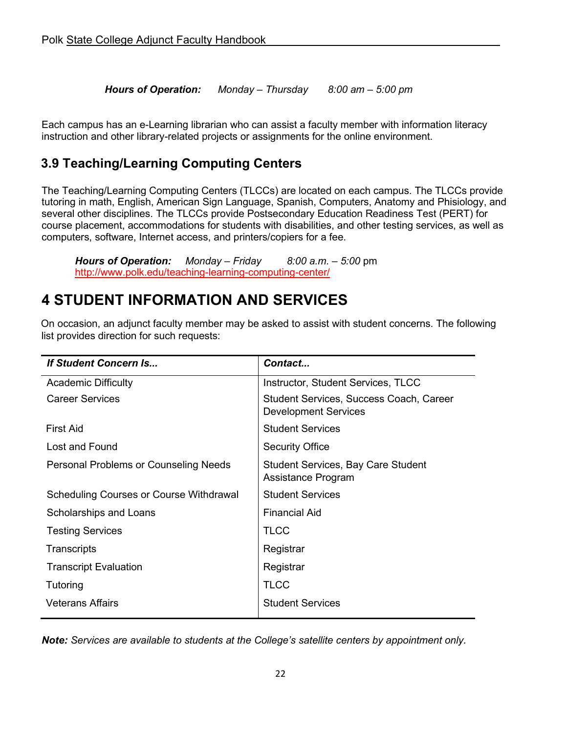***Hours of Operation:*** *Monday – Thursday* *8:00 am – 5:00 pm*

Each campus has an e-Learning librarian who can assist a faculty member with information literacy instruction and other library-related projects or assignments for the online environment.

## 3.9 Teaching/Learning Computing Centers

The Teaching/Learning Computing Centers (TLCCs) are located on each campus. The TLCCs provide tutoring in math, English, American Sign Language, Spanish, Computers, Anatomy and Phisiology, and several other disciplines. The TLCCs provide Postsecondary Education Readiness Test (PERT) for course placement, accommodations for students with disabilities, and other testing services, as well as computers, software, Internet access, and printers/copiers for a fee.

***Hours of Operation:*** *Monday – Friday* *8:00 a.m. – 5:00* pm
http://www.polk.edu/teaching-learning-computing-center/

# 4 STUDENT INFORMATION AND SERVICES

On occasion, an adjunct faculty member may be asked to assist with student concerns. The following list provides direction for such requests:

| ***If Student Concern Is...*** | ***Contact...*** |
|---|---|
| Academic Difficulty | Instructor, Student Services, TLCC |
| Career Services | Student Services, Success Coach, Career Development Services |
| First Aid | Student Services |
| Lost and Found | Security Office |
| Personal Problems or Counseling Needs | Student Services, Bay Care Student Assistance Program |
| Scheduling Courses or Course Withdrawal | Student Services |
| Scholarships and Loans | Financial Aid |
| Testing Services | TLCC |
| Transcripts | Registrar |
| Transcript Evaluation | Registrar |
| Tutoring | TLCC |
| Veterans Affairs | Student Services |

***Note:*** *Services are available to students at the College's satellite centers by appointment only.*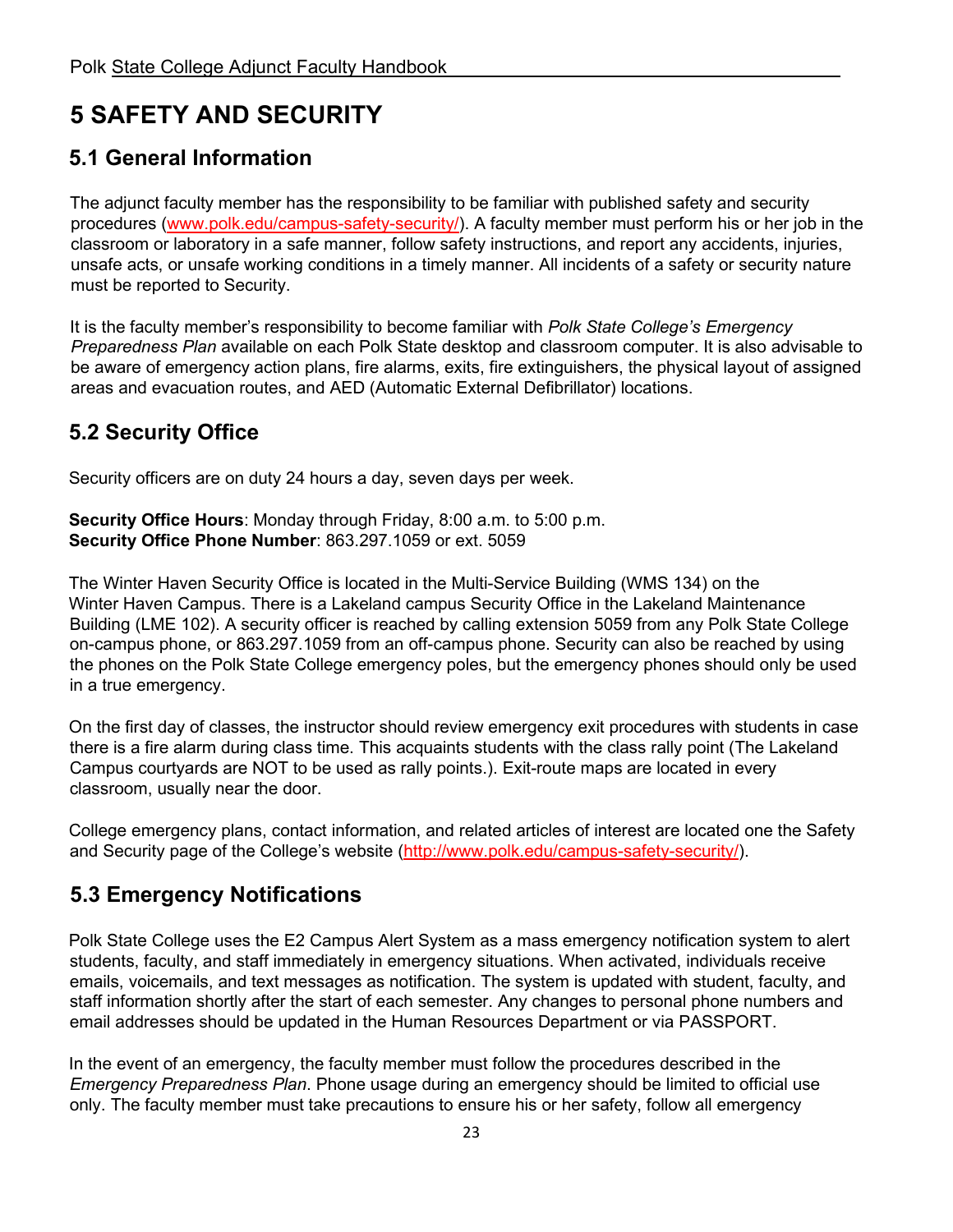# 5 SAFETY AND SECURITY

## 5.1 General Information

The adjunct faculty member has the responsibility to be familiar with published safety and security procedures (www.polk.edu/campus-safety-security/). A faculty member must perform his or her job in the classroom or laboratory in a safe manner, follow safety instructions, and report any accidents, injuries, unsafe acts, or unsafe working conditions in a timely manner. All incidents of a safety or security nature must be reported to Security.

It is the faculty member's responsibility to become familiar with *Polk State College's Emergency Preparedness Plan* available on each Polk State desktop and classroom computer. It is also advisable to be aware of emergency action plans, fire alarms, exits, fire extinguishers, the physical layout of assigned areas and evacuation routes, and AED (Automatic External Defibrillator) locations.

## 5.2 Security Office

Security officers are on duty 24 hours a day, seven days per week.

**Security Office Hours**: Monday through Friday, 8:00 a.m. to 5:00 p.m.
**Security Office Phone Number**: 863.297.1059 or ext. 5059

The Winter Haven Security Office is located in the Multi-Service Building (WMS 134) on the Winter Haven Campus. There is a Lakeland campus Security Office in the Lakeland Maintenance Building (LME 102). A security officer is reached by calling extension 5059 from any Polk State College on-campus phone, or 863.297.1059 from an off-campus phone. Security can also be reached by using the phones on the Polk State College emergency poles, but the emergency phones should only be used in a true emergency.

On the first day of classes, the instructor should review emergency exit procedures with students in case there is a fire alarm during class time. This acquaints students with the class rally point (The Lakeland Campus courtyards are NOT to be used as rally points.). Exit-route maps are located in every classroom, usually near the door.

College emergency plans, contact information, and related articles of interest are located one the Safety and Security page of the College's website (http://www.polk.edu/campus-safety-security/).

## 5.3 Emergency Notifications

Polk State College uses the E2 Campus Alert System as a mass emergency notification system to alert students, faculty, and staff immediately in emergency situations. When activated, individuals receive emails, voicemails, and text messages as notification. The system is updated with student, faculty, and staff information shortly after the start of each semester. Any changes to personal phone numbers and email addresses should be updated in the Human Resources Department or via PASSPORT.

In the event of an emergency, the faculty member must follow the procedures described in the *Emergency Preparedness Plan*. Phone usage during an emergency should be limited to official use only. The faculty member must take precautions to ensure his or her safety, follow all emergency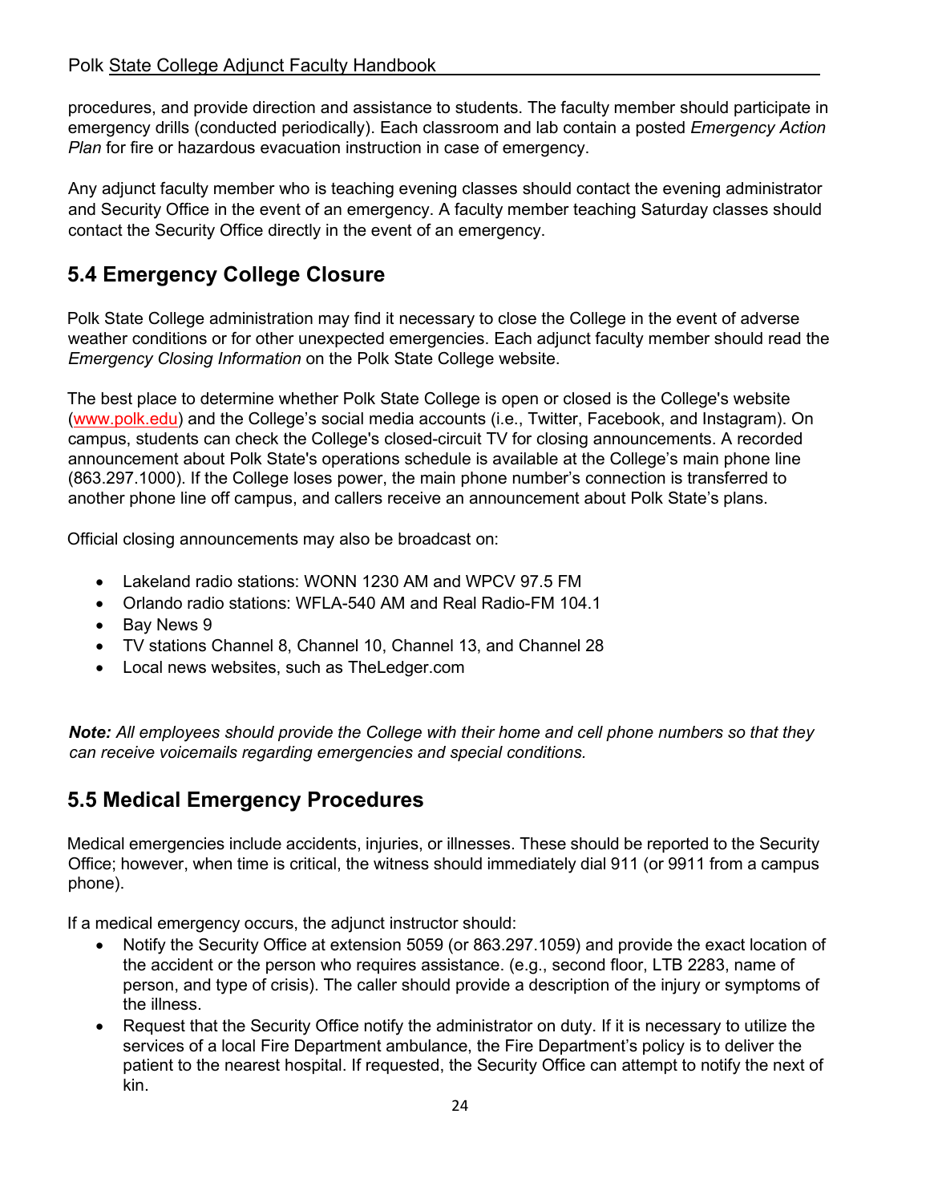procedures, and provide direction and assistance to students. The faculty member should participate in emergency drills (conducted periodically). Each classroom and lab contain a posted *Emergency Action Plan* for fire or hazardous evacuation instruction in case of emergency.

Any adjunct faculty member who is teaching evening classes should contact the evening administrator and Security Office in the event of an emergency. A faculty member teaching Saturday classes should contact the Security Office directly in the event of an emergency.

## 5.4 Emergency College Closure

Polk State College administration may find it necessary to close the College in the event of adverse weather conditions or for other unexpected emergencies. Each adjunct faculty member should read the *Emergency Closing Information* on the Polk State College website.

The best place to determine whether Polk State College is open or closed is the College's website (www.polk.edu) and the College's social media accounts (i.e., Twitter, Facebook, and Instagram). On campus, students can check the College's closed-circuit TV for closing announcements. A recorded announcement about Polk State's operations schedule is available at the College's main phone line (863.297.1000). If the College loses power, the main phone number's connection is transferred to another phone line off campus, and callers receive an announcement about Polk State's plans.

Official closing announcements may also be broadcast on:

- Lakeland radio stations: WONN 1230 AM and WPCV 97.5 FM
- Orlando radio stations: WFLA-540 AM and Real Radio-FM 104.1
- Bay News 9
- TV stations Channel 8, Channel 10, Channel 13, and Channel 28
- Local news websites, such as TheLedger.com

***Note:*** *All employees should provide the College with their home and cell phone numbers so that they can receive voicemails regarding emergencies and special conditions.*

## 5.5 Medical Emergency Procedures

Medical emergencies include accidents, injuries, or illnesses. These should be reported to the Security Office; however, when time is critical, the witness should immediately dial 911 (or 9911 from a campus phone).

If a medical emergency occurs, the adjunct instructor should:

- Notify the Security Office at extension 5059 (or 863.297.1059) and provide the exact location of the accident or the person who requires assistance. (e.g., second floor, LTB 2283, name of person, and type of crisis). The caller should provide a description of the injury or symptoms of the illness.
- Request that the Security Office notify the administrator on duty. If it is necessary to utilize the services of a local Fire Department ambulance, the Fire Department's policy is to deliver the patient to the nearest hospital. If requested, the Security Office can attempt to notify the next of kin.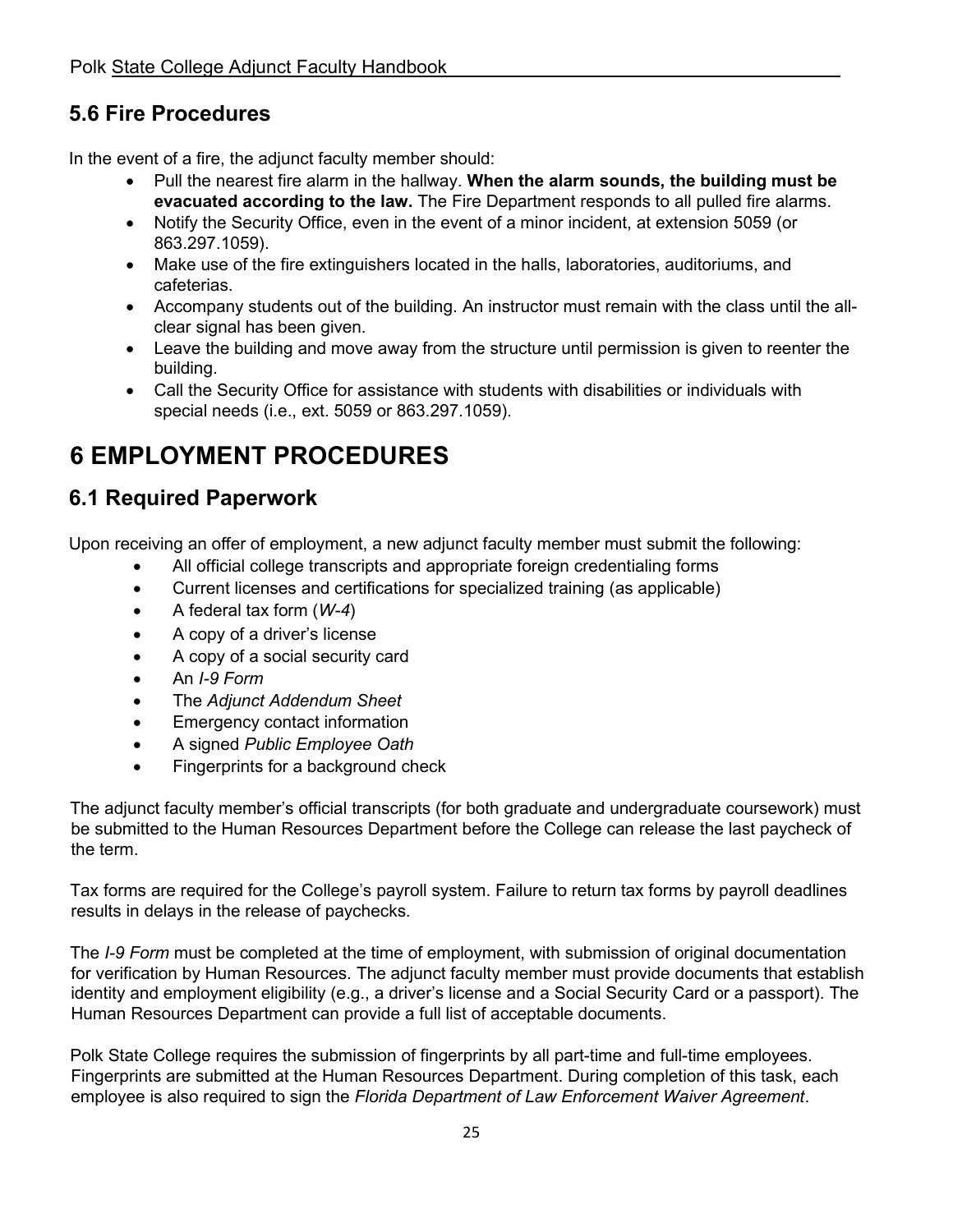## 5.6 Fire Procedures

In the event of a fire, the adjunct faculty member should:

- Pull the nearest fire alarm in the hallway. **When the alarm sounds, the building must be evacuated according to the law.** The Fire Department responds to all pulled fire alarms.
- Notify the Security Office, even in the event of a minor incident, at extension 5059 (or 863.297.1059).
- Make use of the fire extinguishers located in the halls, laboratories, auditoriums, and cafeterias.
- Accompany students out of the building. An instructor must remain with the class until the all-clear signal has been given.
- Leave the building and move away from the structure until permission is given to reenter the building.
- Call the Security Office for assistance with students with disabilities or individuals with special needs (i.e., ext. 5059 or 863.297.1059).

# 6 EMPLOYMENT PROCEDURES

## 6.1 Required Paperwork

Upon receiving an offer of employment, a new adjunct faculty member must submit the following:

- All official college transcripts and appropriate foreign credentialing forms
- Current licenses and certifications for specialized training (as applicable)
- A federal tax form (*W-4*)
- A copy of a driver's license
- A copy of a social security card
- An *I-9 Form*
- The *Adjunct Addendum Sheet*
- Emergency contact information
- A signed *Public Employee Oath*
- Fingerprints for a background check

The adjunct faculty member's official transcripts (for both graduate and undergraduate coursework) must be submitted to the Human Resources Department before the College can release the last paycheck of the term.

Tax forms are required for the College's payroll system. Failure to return tax forms by payroll deadlines results in delays in the release of paychecks.

The *I-9 Form* must be completed at the time of employment, with submission of original documentation for verification by Human Resources. The adjunct faculty member must provide documents that establish identity and employment eligibility (e.g., a driver's license and a Social Security Card or a passport). The Human Resources Department can provide a full list of acceptable documents.

Polk State College requires the submission of fingerprints by all part-time and full-time employees. Fingerprints are submitted at the Human Resources Department. During completion of this task, each employee is also required to sign the *Florida Department of Law Enforcement Waiver Agreement*.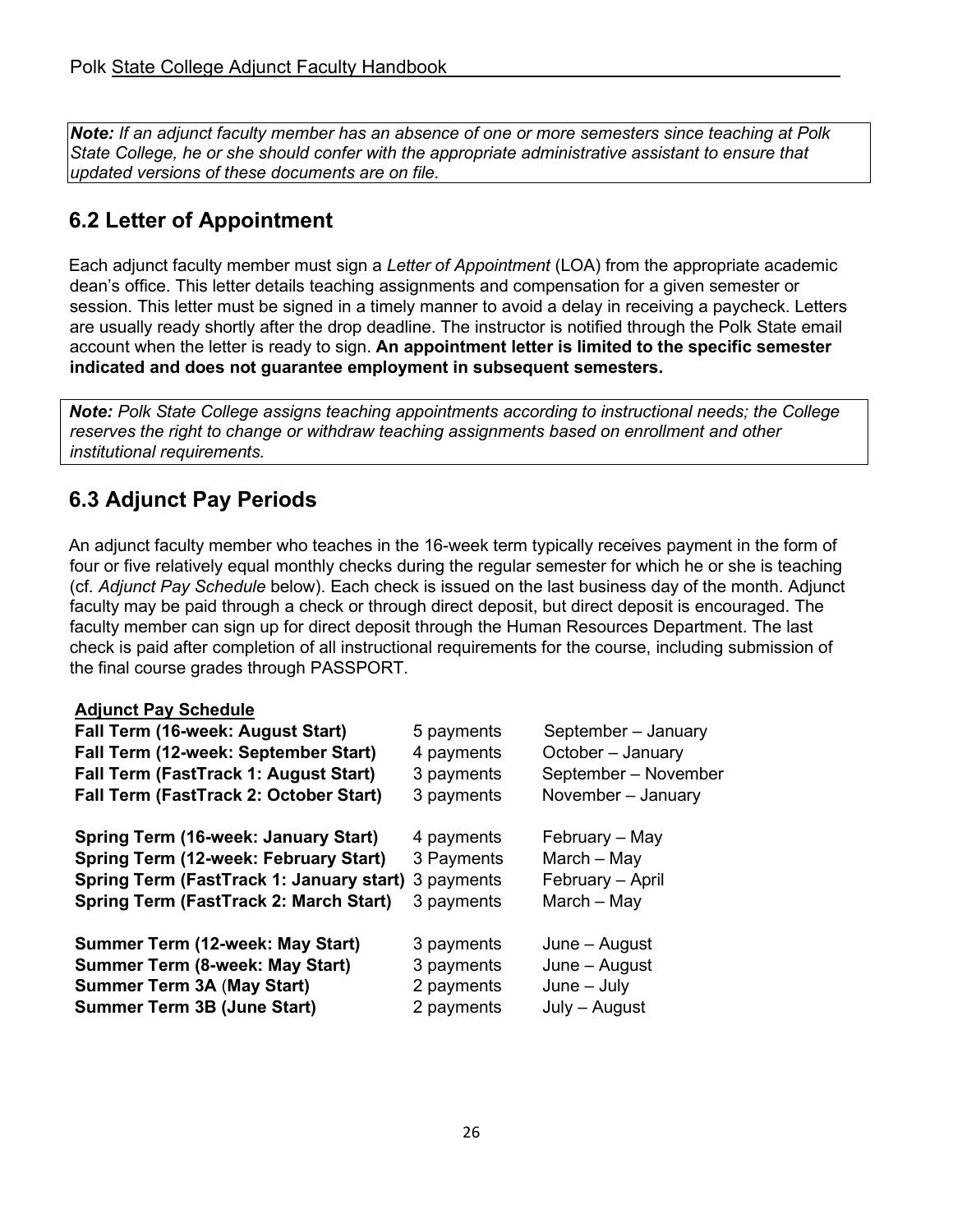***Note:*** *If an adjunct faculty member has an absence of one or more semesters since teaching at Polk State College, he or she should confer with the appropriate administrative assistant to ensure that updated versions of these documents are on file.*

## 6.2 Letter of Appointment

Each adjunct faculty member must sign a *Letter of Appointment* (LOA) from the appropriate academic dean's office. This letter details teaching assignments and compensation for a given semester or session. This letter must be signed in a timely manner to avoid a delay in receiving a paycheck. Letters are usually ready shortly after the drop deadline. The instructor is notified through the Polk State email account when the letter is ready to sign. **An appointment letter is limited to the specific semester indicated and does not guarantee employment in subsequent semesters.**

***Note:*** *Polk State College assigns teaching appointments according to instructional needs; the College reserves the right to change or withdraw teaching assignments based on enrollment and other institutional requirements.*

## 6.3 Adjunct Pay Periods

An adjunct faculty member who teaches in the 16-week term typically receives payment in the form of four or five relatively equal monthly checks during the regular semester for which he or she is teaching (cf. *Adjunct Pay Schedule* below). Each check is issued on the last business day of the month. Adjunct faculty may be paid through a check or through direct deposit, but direct deposit is encouraged. The faculty member can sign up for direct deposit through the Human Resources Department. The last check is paid after completion of all instructional requirements for the course, including submission of the final course grades through PASSPORT.

**Adjunct Pay Schedule**

| | | |
|---|---|---|
| **Fall Term (16-week: August Start)** | 5 payments | September – January |
| **Fall Term (12-week: September Start)** | 4 payments | October – January |
| **Fall Term (FastTrack 1: August Start)** | 3 payments | September – November |
| **Fall Term (FastTrack 2: October Start)** | 3 payments | November – January |
| **Spring Term (16-week: January Start)** | 4 payments | February – May |
| **Spring Term (12-week: February Start)** | 3 Payments | March – May |
| **Spring Term (FastTrack 1: January start)** | 3 payments | February – April |
| **Spring Term (FastTrack 2: March Start)** | 3 payments | March – May |
| **Summer Term (12-week: May Start)** | 3 payments | June – August |
| **Summer Term (8-week: May Start)** | 3 payments | June – August |
| **Summer Term 3A (May Start)** | 2 payments | June – July |
| **Summer Term 3B (June Start)** | 2 payments | July – August |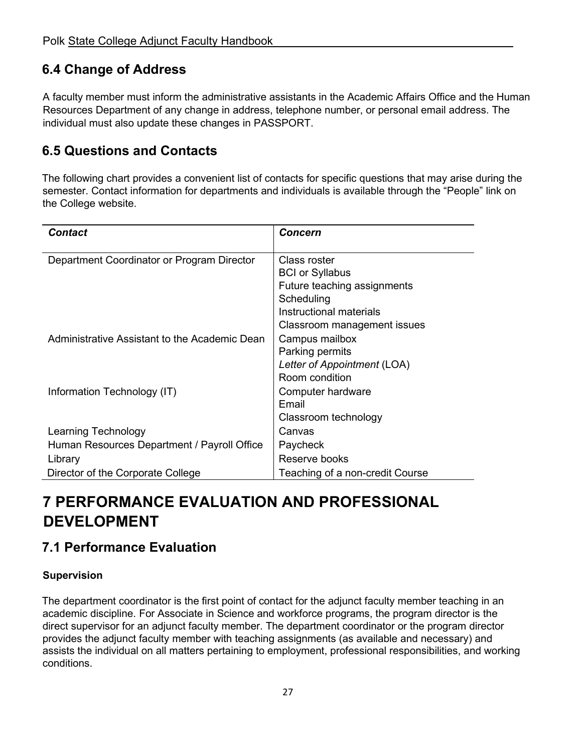## 6.4 Change of Address

A faculty member must inform the administrative assistants in the Academic Affairs Office and the Human Resources Department of any change in address, telephone number, or personal email address. The individual must also update these changes in PASSPORT.

## 6.5 Questions and Contacts

The following chart provides a convenient list of contacts for specific questions that may arise during the semester. Contact information for departments and individuals is available through the "People" link on the College website.

| ***Contact*** | ***Concern*** |
| --- | --- |
| Department Coordinator or Program Director | Class roster<br>BCI or Syllabus<br>Future teaching assignments<br>Scheduling<br>Instructional materials<br>Classroom management issues |
| Administrative Assistant to the Academic Dean | Campus mailbox<br>Parking permits<br>*Letter of Appointment* (LOA)<br>Room condition |
| Information Technology (IT) | Computer hardware<br>Email<br>Classroom technology |
| Learning Technology | Canvas |
| Human Resources Department / Payroll Office | Paycheck |
| Library | Reserve books |
| Director of the Corporate College | Teaching of a non-credit Course |

# 7 PERFORMANCE EVALUATION AND PROFESSIONAL DEVELOPMENT

## 7.1 Performance Evaluation

### Supervision

The department coordinator is the first point of contact for the adjunct faculty member teaching in an academic discipline. For Associate in Science and workforce programs, the program director is the direct supervisor for an adjunct faculty member. The department coordinator or the program director provides the adjunct faculty member with teaching assignments (as available and necessary) and assists the individual on all matters pertaining to employment, professional responsibilities, and working conditions.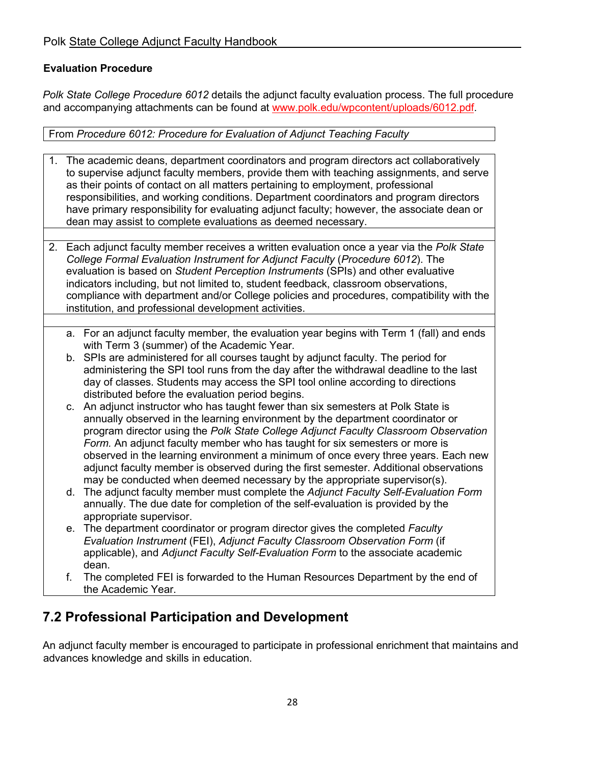### Evaluation Procedure

*Polk State College Procedure 6012* details the adjunct faculty evaluation process. The full procedure and accompanying attachments can be found at www.polk.edu/wpcontent/uploads/6012.pdf.

From *Procedure 6012: Procedure for Evaluation of Adjunct Teaching Faculty*

1. The academic deans, department coordinators and program directors act collaboratively to supervise adjunct faculty members, provide them with teaching assignments, and serve as their points of contact on all matters pertaining to employment, professional responsibilities, and working conditions. Department coordinators and program directors have primary responsibility for evaluating adjunct faculty; however, the associate dean or dean may assist to complete evaluations as deemed necessary.

2. Each adjunct faculty member receives a written evaluation once a year via the *Polk State College Formal Evaluation Instrument for Adjunct Faculty* (*Procedure 6012*). The evaluation is based on *Student Perception Instruments* (SPIs) and other evaluative indicators including, but not limited to, student feedback, classroom observations, compliance with department and/or College policies and procedures, compatibility with the institution, and professional development activities.

   a. For an adjunct faculty member, the evaluation year begins with Term 1 (fall) and ends with Term 3 (summer) of the Academic Year.
   b. SPIs are administered for all courses taught by adjunct faculty. The period for administering the SPI tool runs from the day after the withdrawal deadline to the last day of classes. Students may access the SPI tool online according to directions distributed before the evaluation period begins.
   c. An adjunct instructor who has taught fewer than six semesters at Polk State is annually observed in the learning environment by the department coordinator or program director using the *Polk State College Adjunct Faculty Classroom Observation Form.* An adjunct faculty member who has taught for six semesters or more is observed in the learning environment a minimum of once every three years. Each new adjunct faculty member is observed during the first semester. Additional observations may be conducted when deemed necessary by the appropriate supervisor(s).
   d. The adjunct faculty member must complete the *Adjunct Faculty Self-Evaluation Form* annually. The due date for completion of the self-evaluation is provided by the appropriate supervisor.
   e. The department coordinator or program director gives the completed *Faculty Evaluation Instrument* (FEI), *Adjunct Faculty Classroom Observation Form* (if applicable), and *Adjunct Faculty Self-Evaluation Form* to the associate academic dean.
   f. The completed FEI is forwarded to the Human Resources Department by the end of the Academic Year.

## 7.2 Professional Participation and Development

An adjunct faculty member is encouraged to participate in professional enrichment that maintains and advances knowledge and skills in education.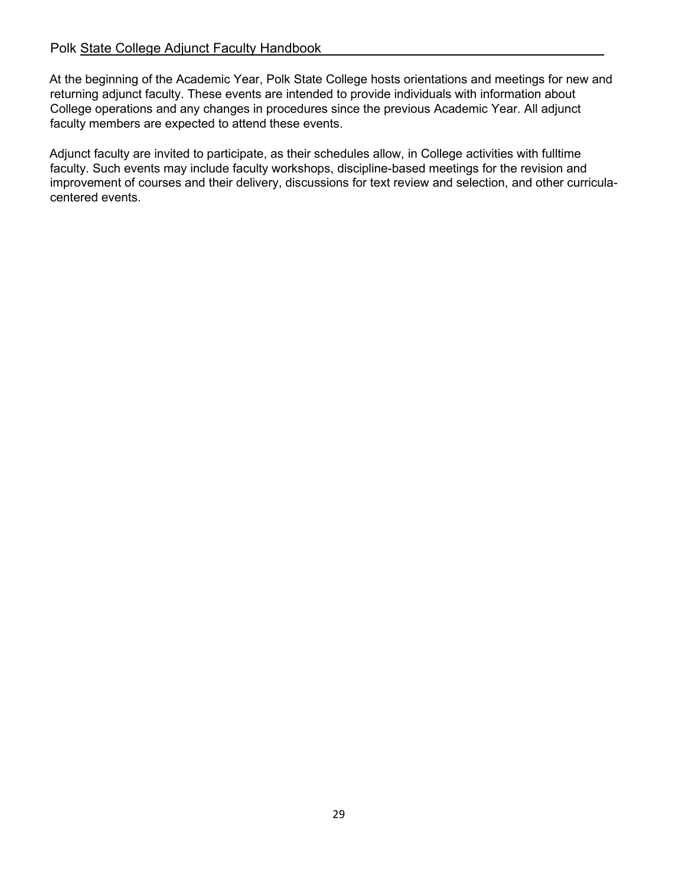At the beginning of the Academic Year, Polk State College hosts orientations and meetings for new and returning adjunct faculty. These events are intended to provide individuals with information about College operations and any changes in procedures since the previous Academic Year. All adjunct faculty members are expected to attend these events.

Adjunct faculty are invited to participate, as their schedules allow, in College activities with fulltime faculty. Such events may include faculty workshops, discipline-based meetings for the revision and improvement of courses and their delivery, discussions for text review and selection, and other curricula-centered events.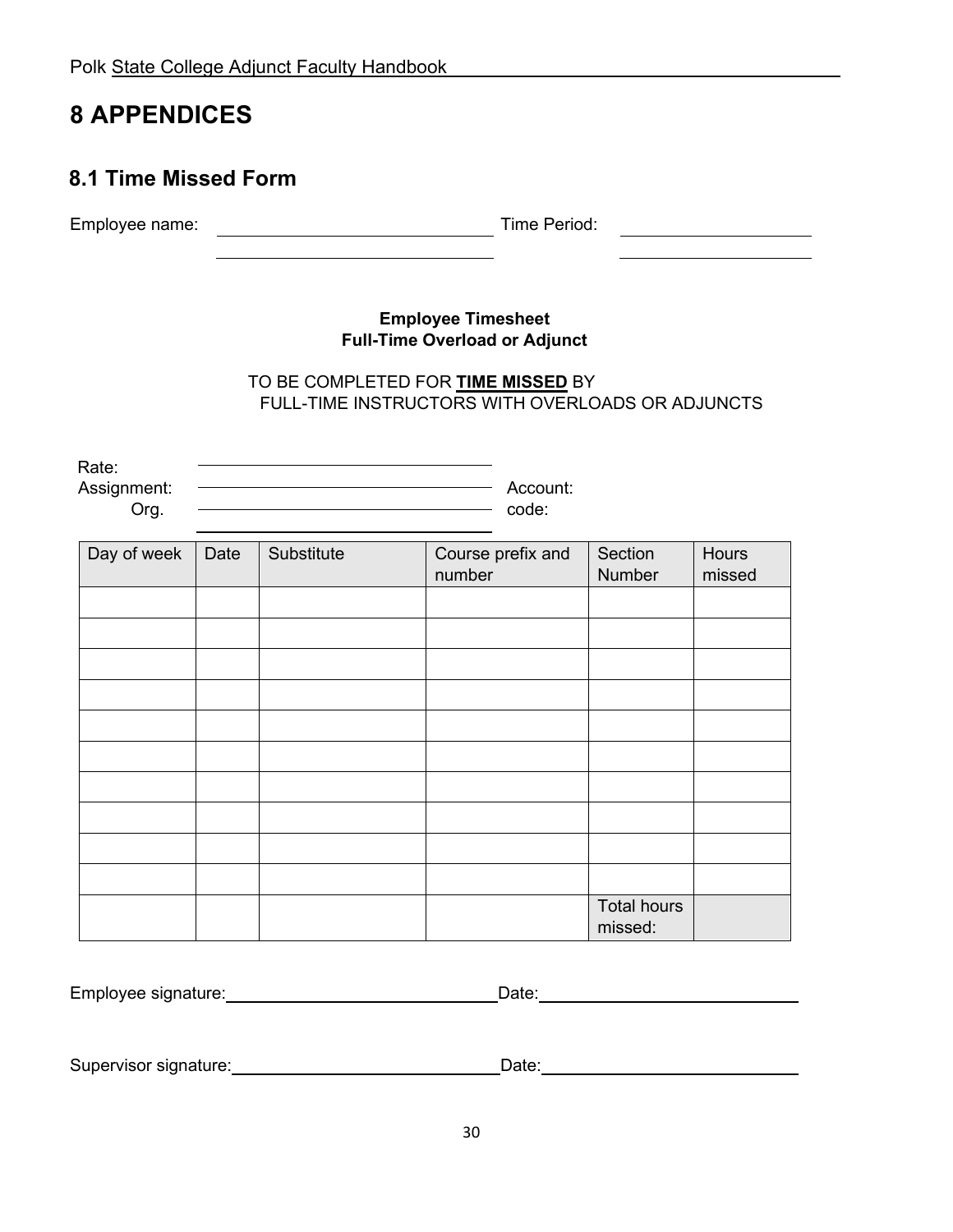# 8 APPENDICES

## 8.1 Time Missed Form

Employee name: ______________________________ Time Period: ____________________

______________________________ ____________________

**Employee Timesheet**
**Full-Time Overload or Adjunct**

TO BE COMPLETED FOR **TIME MISSED** BY
FULL-TIME INSTRUCTORS WITH OVERLOADS OR ADJUNCTS

Rate: ______________________________

Assignment: ______________________________ Account:

Org. ______________________________ code:

______________________________

| Day of week | Date | Substitute | Course prefix and number | Section Number | Hours missed |
|---|---|---|---|---|---|
| | | | | | |
| | | | | | |
| | | | | | |
| | | | | | |
| | | | | | |
| | | | | | |
| | | | | | |
| | | | | | |
| | | | | | |
| | | | | | |
| | | | | Total hours missed: | |

Employee signature: ______________________________ Date: ______________________________

Supervisor signature: ______________________________ Date: ______________________________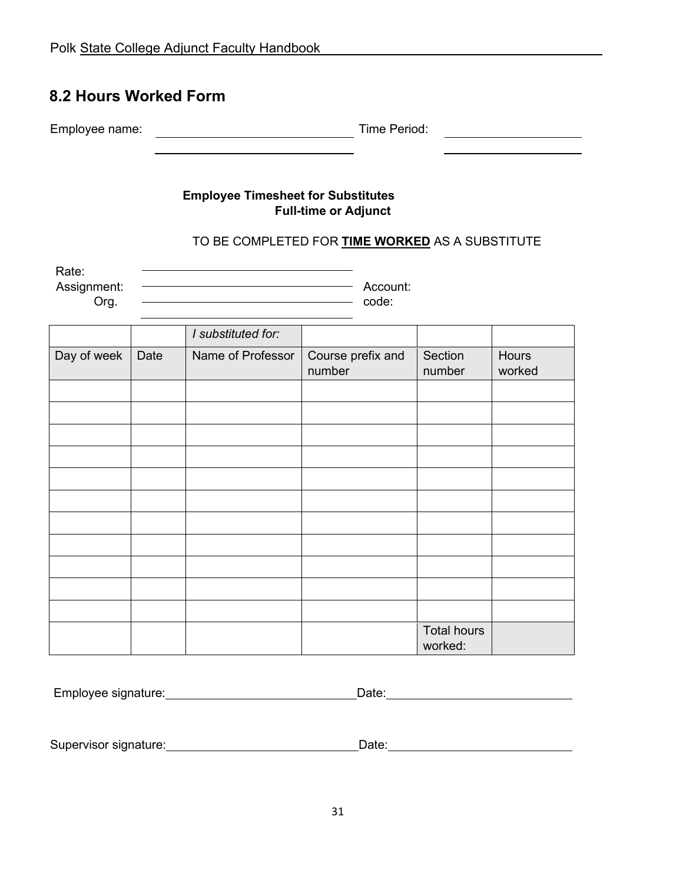## 8.2 Hours Worked Form

Employee name: ______________________________ Time Period: ____________________

______________________________ ____________________

**Employee Timesheet for Substitutes**
**Full-time or Adjunct**

TO BE COMPLETED FOR **TIME WORKED** AS A SUBSTITUTE

Rate: ______________________________

Assignment: ______________________________ Account:

Org. ______________________________ code:

______________________________

| | | *I substituted for:* | | | |
|---|---|---|---|---|---|
| Day of week | Date | Name of Professor | Course prefix and number | Section number | Hours worked |
| | | | | | |
| | | | | | |
| | | | | | |
| | | | | | |
| | | | | | |
| | | | | | |
| | | | | | |
| | | | | | |
| | | | | | |
| | | | | | |
| | | | | | |
| | | | | Total hours worked: | |

Employee signature:______________________________ Date:______________________________

Supervisor signature:______________________________ Date:______________________________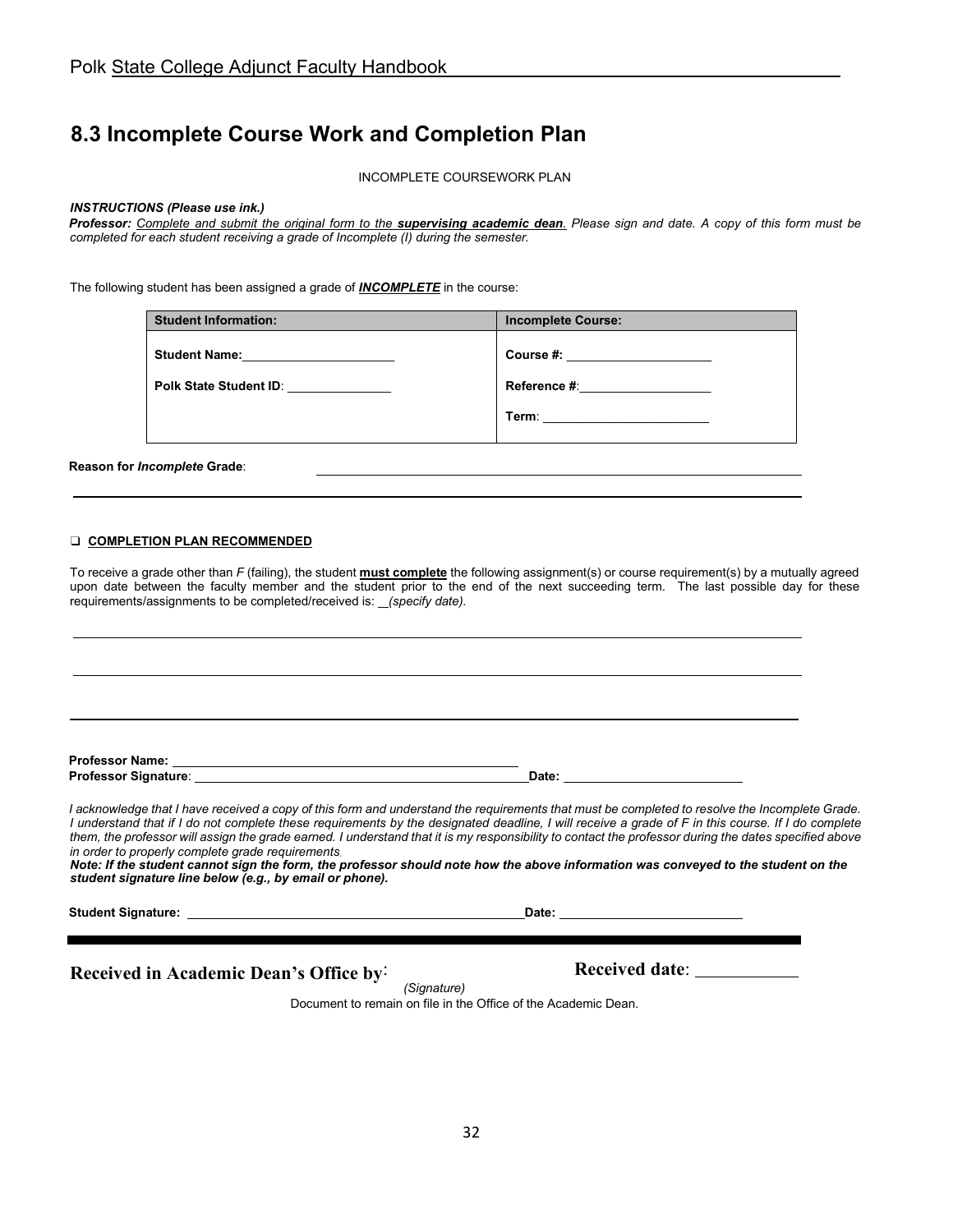## 8.3 Incomplete Course Work and Completion Plan

INCOMPLETE COURSEWORK PLAN

***INSTRUCTIONS (Please use ink.)***

***Professor:*** *Complete and submit the original form to the **supervising academic dean**. Please sign and date. A copy of this form must be completed for each student receiving a grade of Incomplete (I) during the semester.*

The following student has been assigned a grade of ***INCOMPLETE*** in the course:

| **Student Information:** | **Incomplete Course:** |
|---|---|
| **Student Name:**\_\_\_\_\_\_\_\_\_\_\_\_\_\_\_\_\_\_\_\_ | **Course #:** \_\_\_\_\_\_\_\_\_\_\_\_\_\_\_\_\_\_\_\_ |
| **Polk State Student ID**: \_\_\_\_\_\_\_\_\_\_\_\_\_\_ | **Reference #**:\_\_\_\_\_\_\_\_\_\_\_\_\_\_\_\_\_\_ |
| | **Term**: \_\_\_\_\_\_\_\_\_\_\_\_\_\_\_\_\_\_\_\_\_\_ |

**Reason for *Incomplete* Grade**: \_\_\_\_\_\_\_\_\_\_\_\_\_\_\_\_\_\_\_\_\_\_\_\_\_\_\_\_\_\_\_\_\_\_\_\_\_\_\_\_\_\_\_\_\_\_\_\_

\_\_\_\_\_\_\_\_\_\_\_\_\_\_\_\_\_\_\_\_\_\_\_\_\_\_\_\_\_\_\_\_\_\_\_\_\_\_\_\_\_\_\_\_\_\_\_\_\_\_\_\_\_\_\_\_\_\_\_\_\_\_\_\_\_\_\_\_\_\_\_\_

❑ **COMPLETION PLAN RECOMMENDED**

To receive a grade other than *F* (failing), the student **must complete** the following assignment(s) or course requirement(s) by a mutually agreed upon date between the faculty member and the student prior to the end of the next succeeding term. The last possible day for these requirements/assignments to be completed/received is: \_\_*(specify date).*

\_\_\_\_\_\_\_\_\_\_\_\_\_\_\_\_\_\_\_\_\_\_\_\_\_\_\_\_\_\_\_\_\_\_\_\_\_\_\_\_\_\_\_\_\_\_\_\_\_\_\_\_\_\_\_\_\_\_\_\_\_\_\_\_\_\_\_\_\_\_\_\_

\_\_\_\_\_\_\_\_\_\_\_\_\_\_\_\_\_\_\_\_\_\_\_\_\_\_\_\_\_\_\_\_\_\_\_\_\_\_\_\_\_\_\_\_\_\_\_\_\_\_\_\_\_\_\_\_\_\_\_\_\_\_\_\_\_\_\_\_\_\_\_\_

\_\_\_\_\_\_\_\_\_\_\_\_\_\_\_\_\_\_\_\_\_\_\_\_\_\_\_\_\_\_\_\_\_\_\_\_\_\_\_\_\_\_\_\_\_\_\_\_\_\_\_\_\_\_\_\_\_\_\_\_\_\_\_\_\_\_\_\_\_\_\_\_

**Professor Name:** \_\_\_\_\_\_\_\_\_\_\_\_\_\_\_\_\_\_\_\_\_\_\_\_\_\_\_\_\_\_\_\_\_\_\_\_\_\_\_\_\_\_\_\_

**Professor Signature**: \_\_\_\_\_\_\_\_\_\_\_\_\_\_\_\_\_\_\_\_\_\_\_\_\_\_\_\_\_\_\_\_\_\_\_\_\_\_\_\_\_\_\_\_ **Date:** \_\_\_\_\_\_\_\_\_\_\_\_\_\_\_\_\_\_\_\_\_\_

*I acknowledge that I have received a copy of this form and understand the requirements that must be completed to resolve the Incomplete Grade. I understand that if I do not complete these requirements by the designated deadline, I will receive a grade of F in this course. If I do complete them, the professor will assign the grade earned. I understand that it is my responsibility to contact the professor during the dates specified above in order to properly complete grade requirements.*

***Note: If the student cannot sign the form, the professor should note how the above information was conveyed to the student on the student signature line below (e.g., by email or phone).***

**Student Signature:** \_\_\_\_\_\_\_\_\_\_\_\_\_\_\_\_\_\_\_\_\_\_\_\_\_\_\_\_\_\_\_\_\_\_\_\_\_\_\_\_\_\_\_\_ **Date:** \_\_\_\_\_\_\_\_\_\_\_\_\_\_\_\_\_\_\_\_\_\_

---

**Received in Academic Dean's Office by**: \_\_\_\_\_\_\_\_\_\_\_\_\_\_\_\_\_\_\_\_ **Received date**: \_\_\_\_\_\_\_\_\_\_

*(Signature)*

Document to remain on file in the Office of the Academic Dean.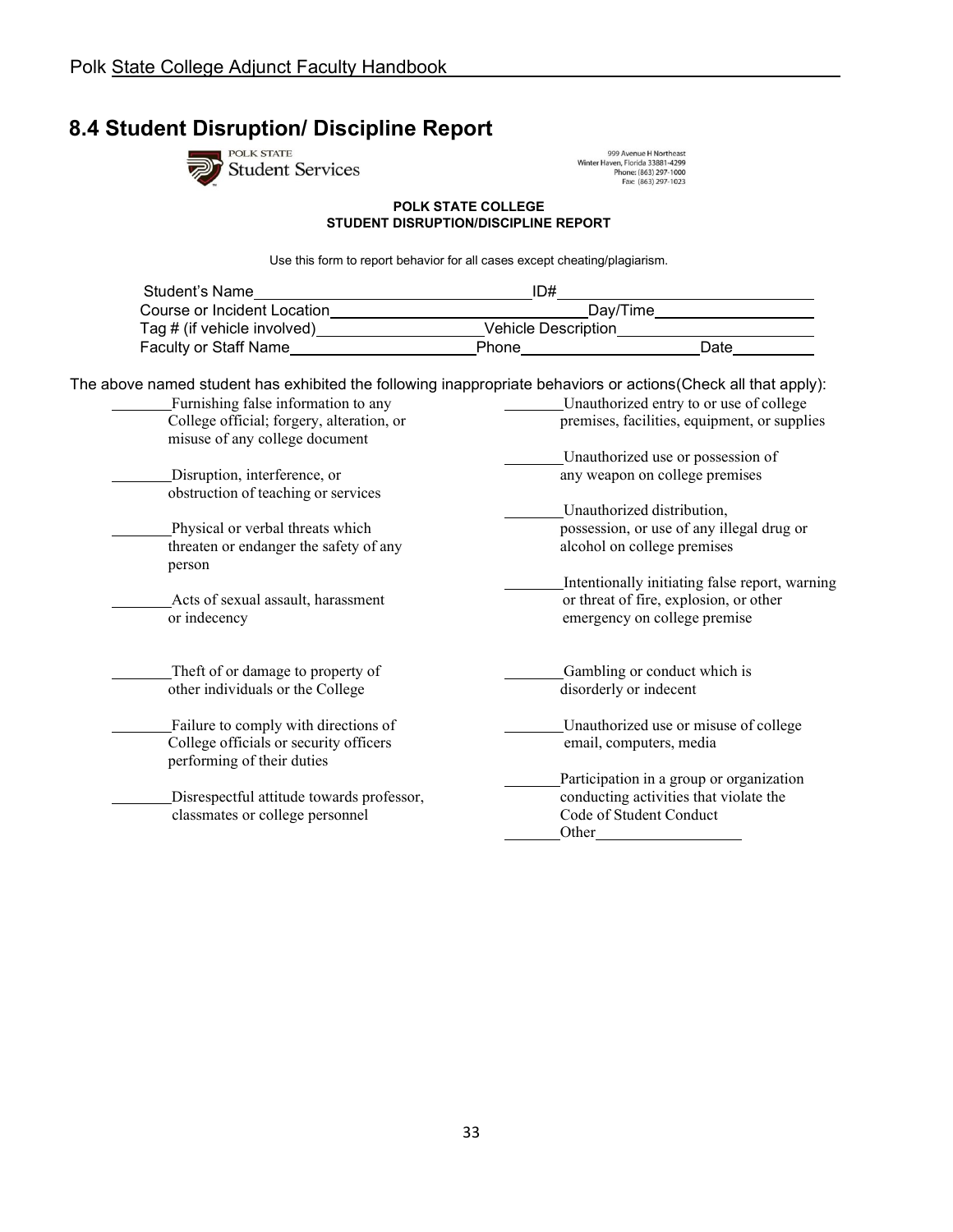## 8.4 Student Disruption/ Discipline Report

POLK STATE
Student Services

999 Avenue H Northeast
Winter Haven, Florida 33881-4299
Phone: (863) 297-1000
Fax: (863) 297-1023

**POLK STATE COLLEGE**
**STUDENT DISRUPTION/DISCIPLINE REPORT**

Use this form to report behavior for all cases except cheating/plagiarism.

Student's Name________________________________ ID#____________________________

Course or Incident Location____________________________ Day/Time__________________

Tag # (if vehicle involved)__________________ Vehicle Description_____________________

Faculty or Staff Name_____________________ Phone____________________ Date_________

The above named student has exhibited the following inappropriate behaviors or actions(Check all that apply):

_______ Furnishing false information to any College official; forgery, alteration, or misuse of any college document

_______ Disruption, interference, or obstruction of teaching or services

_______ Physical or verbal threats which threaten or endanger the safety of any person

_______ Acts of sexual assault, harassment or indecency

_______ Theft of or damage to property of other individuals or the College

_______ Failure to comply with directions of College officials or security officers performing of their duties

_______ Disrespectful attitude towards professor, classmates or college personnel

_______ Unauthorized entry to or use of college premises, facilities, equipment, or supplies

_______ Unauthorized use or possession of any weapon on college premises

_______ Unauthorized distribution, possession, or use of any illegal drug or alcohol on college premises

_______ Intentionally initiating false report, warning or threat of fire, explosion, or other emergency on college premise

_______ Gambling or conduct which is disorderly or indecent

_______ Unauthorized use or misuse of college email, computers, media

_______ Participation in a group or organization conducting activities that violate the Code of Student Conduct

_______ Other__________________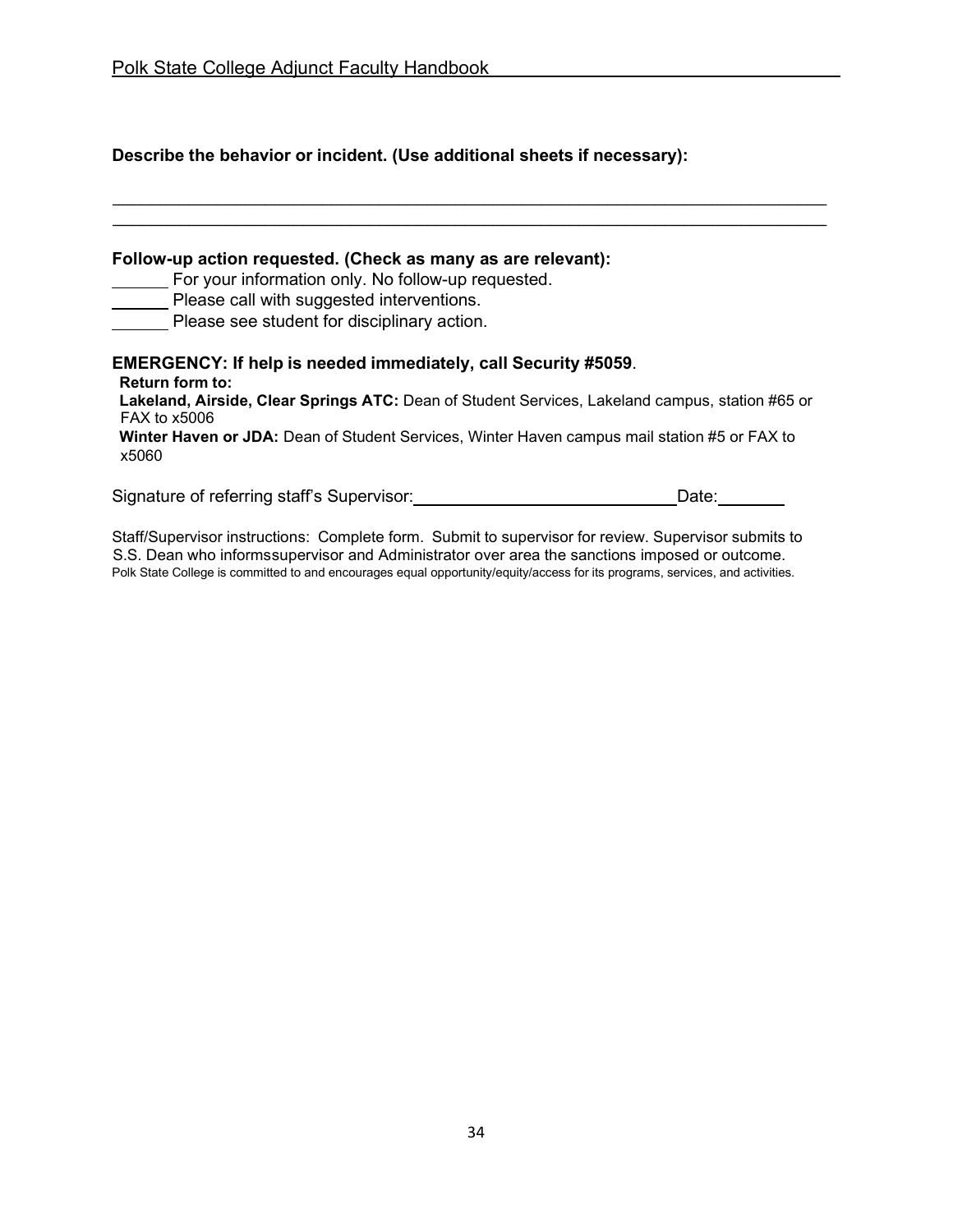**Describe the behavior or incident. (Use additional sheets if necessary):**

\_\_\_\_\_\_\_\_\_\_\_\_\_\_\_\_\_\_\_\_\_\_\_\_\_\_\_\_\_\_\_\_\_\_\_\_\_\_\_\_\_\_\_\_\_\_\_\_\_\_\_\_\_\_\_\_\_\_\_\_\_\_\_\_\_\_\_\_\_\_\_\_\_\_\_\_\_\_

\_\_\_\_\_\_\_\_\_\_\_\_\_\_\_\_\_\_\_\_\_\_\_\_\_\_\_\_\_\_\_\_\_\_\_\_\_\_\_\_\_\_\_\_\_\_\_\_\_\_\_\_\_\_\_\_\_\_\_\_\_\_\_\_\_\_\_\_\_\_\_\_\_\_\_\_\_\_

**Follow-up action requested. (Check as many as are relevant):**

\_\_\_\_\_\_ For your information only. No follow-up requested.

\_\_\_\_\_\_ Please call with suggested interventions.

\_\_\_\_\_\_ Please see student for disciplinary action.

**EMERGENCY: If help is needed immediately, call Security #5059**.

**Return form to:**

**Lakeland, Airside, Clear Springs ATC:** Dean of Student Services, Lakeland campus, station #65 or FAX to x5006

**Winter Haven or JDA:** Dean of Student Services, Winter Haven campus mail station #5 or FAX to x5060

Signature of referring staff's Supervisor:\_\_\_\_\_\_\_\_\_\_\_\_\_\_\_\_\_\_\_\_\_\_\_\_\_\_\_\_Date:\_\_\_\_\_\_\_

Staff/Supervisor instructions: Complete form. Submit to supervisor for review. Supervisor submits to S.S. Dean who informssupervisor and Administrator over area the sanctions imposed or outcome.

Polk State College is committed to and encourages equal opportunity/equity/access for its programs, services, and activities.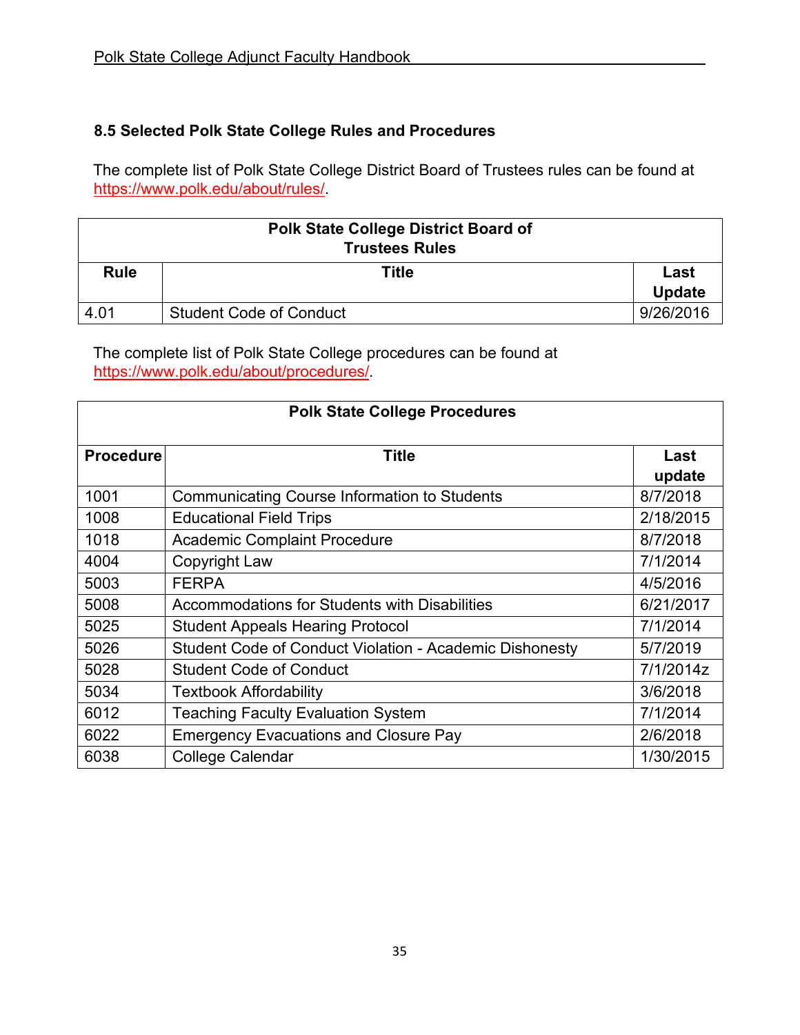### 8.5 Selected Polk State College Rules and Procedures

The complete list of Polk State College District Board of Trustees rules can be found at https://www.polk.edu/about/rules/.

| Polk State College District Board of Trustees Rules | | |
|---|---|---|
| **Rule** | **Title** | **Last Update** |
| 4.01 | Student Code of Conduct | 9/26/2016 |

The complete list of Polk State College procedures can be found at https://www.polk.edu/about/procedures/.

| Polk State College Procedures | | |
|---|---|---|
| **Procedure** | **Title** | **Last update** |
| 1001 | Communicating Course Information to Students | 8/7/2018 |
| 1008 | Educational Field Trips | 2/18/2015 |
| 1018 | Academic Complaint Procedure | 8/7/2018 |
| 4004 | Copyright Law | 7/1/2014 |
| 5003 | FERPA | 4/5/2016 |
| 5008 | Accommodations for Students with Disabilities | 6/21/2017 |
| 5025 | Student Appeals Hearing Protocol | 7/1/2014 |
| 5026 | Student Code of Conduct Violation - Academic Dishonesty | 5/7/2019 |
| 5028 | Student Code of Conduct | 7/1/2014z |
| 5034 | Textbook Affordability | 3/6/2018 |
| 6012 | Teaching Faculty Evaluation System | 7/1/2014 |
| 6022 | Emergency Evacuations and Closure Pay | 2/6/2018 |
| 6038 | College Calendar | 1/30/2015 |